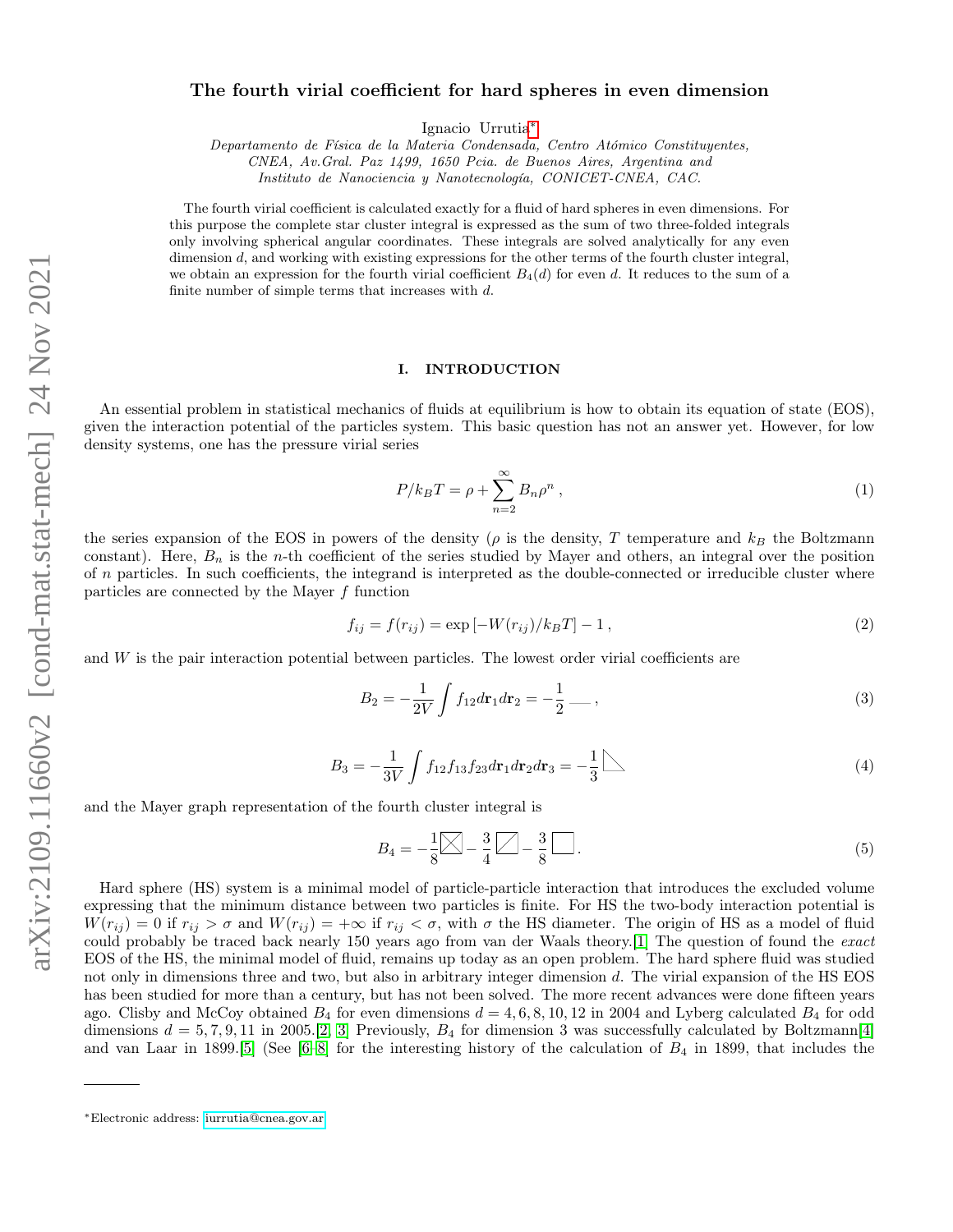# The fourth virial coefficient for hard spheres in even dimension

Ignacio Urrutia[*]

*Departamento de Física de la Materia Condensada, Centro Atómico Constituyentes, CNEA, Av.Gral. Paz 1499, 1650 Pcia. de Buenos Aires, Argentina and Instituto de Nanociencia y Nanotecnología, CONICET-CNEA, CAC.*

The fourth virial coefficient is calculated exactly for a fluid of hard spheres in even dimensions. For this purpose the complete star cluster integral is expressed as the sum of two three-folded integrals only involving spherical angular coordinates. These integrals are solved analytically for any even dimension $d$, and working with existing expressions for the other terms of the fourth cluster integral, we obtain an expression for the fourth virial coefficient $B_4(d)$ for even $d$. It reduces to the sum of a finite number of simple terms that increases with $d$.

## I. INTRODUCTION

An essential problem in statistical mechanics of fluids at equilibrium is how to obtain its equation of state (EOS), given the interaction potential of the particles system. This basic question has not an answer yet. However, for low density systems, one has the pressure virial series

$$P/k_BT = \rho + \sum_{n=2}^{\infty} B_n \rho^n \,, \tag{1}$$

the series expansion of the EOS in powers of the density ($\rho$ is the density, $T$ temperature and $k_B$ the Boltzmann constant). Here, $B_n$ is the $n$-th coefficient of the series studied by Mayer and others, an integral over the position of $n$ particles. In such coefficients, the integrand is interpreted as the double-connected or irreducible cluster where particles are connected by the Mayer $f$ function

$$f_{ij} = f(r_{ij}) = \exp\left[-W(r_{ij})/k_BT\right] - 1 \,, \tag{2}$$

and $W$ is the pair interaction potential between particles. The lowest order virial coefficients are

$$B_2 = -\frac{1}{2V}\int f_{12} d\mathbf{r}_1 d\mathbf{r}_2 = -\frac{1}{2} \,\text{—}\, , \tag{3}$$

$$B_3 = -\frac{1}{3V}\int f_{12} f_{13} f_{23} d\mathbf{r}_1 d\mathbf{r}_2 d\mathbf{r}_3 = -\frac{1}{3} \triangle \tag{4}$$

and the Mayer graph representation of the fourth cluster integral is

$$B_4 = -\frac{1}{8} \boxtimes - \frac{3}{4} \boxslash - \frac{3}{8} \square \,. \tag{5}$$

Hard sphere (HS) system is a minimal model of particle-particle interaction that introduces the excluded volume expressing that the minimum distance between two particles is finite. For HS the two-body interaction potential is $W(r_{ij}) = 0$ if $r_{ij} > \sigma$ and $W(r_{ij}) = +\infty$ if $r_{ij} < \sigma$, with $\sigma$ the HS diameter. The origin of HS as a model of fluid could probably be traced back nearly 150 years ago from van der Waals theory.[1] The question of found the *exact* EOS of the HS, the minimal model of fluid, remains up today as an open problem. The hard sphere fluid was studied not only in dimensions three and two, but also in arbitrary integer dimension $d$. The virial expansion of the HS EOS has been studied for more than a century, but has not been solved. The more recent advances were done fifteen years ago. Clisby and McCoy obtained $B_4$ for even dimensions $d = 4, 6, 8, 10, 12$ in 2004 and Lyberg calculated $B_4$ for odd dimensions $d = 5, 7, 9, 11$ in 2005.[2, 3] Previously, $B_4$ for dimension 3 was successfully calculated by Boltzmann[4] and van Laar in 1899.[5] (See [6–8] for the interesting history of the calculation of $B_4$ in 1899, that includes the

[*]Electronic address: iurrutia@cnea.gov.ar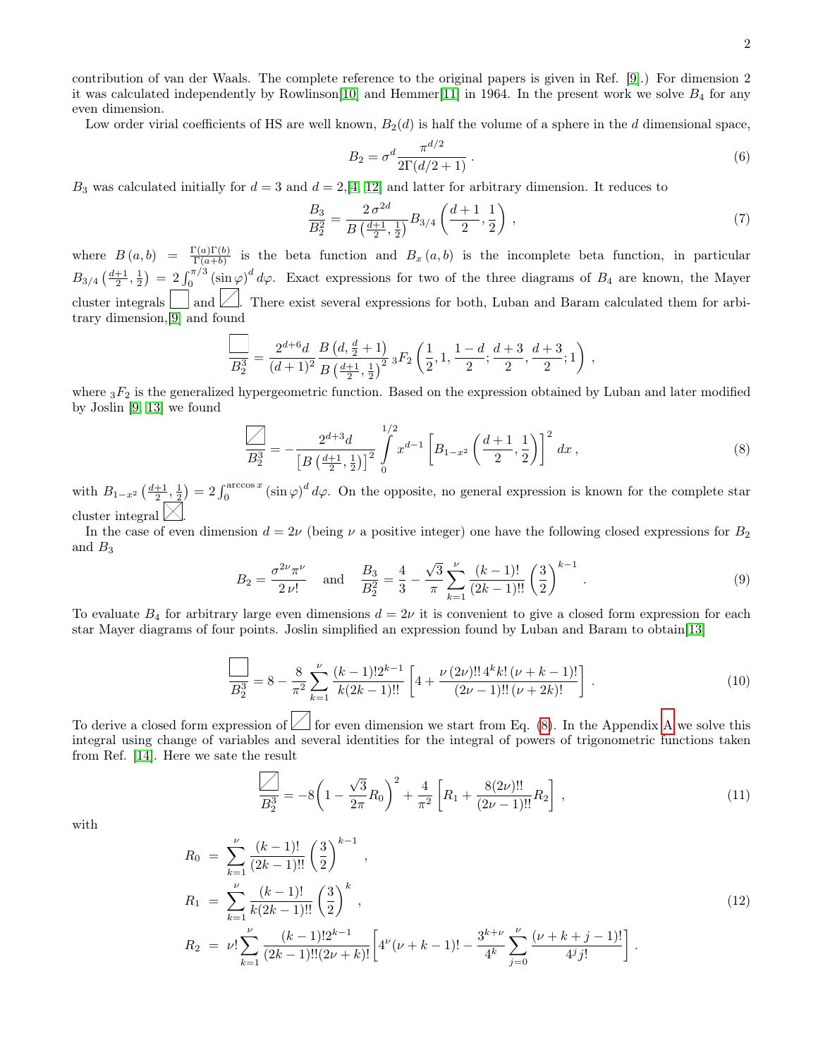contribution of van der Waals. The complete reference to the original papers is given in Ref. [9].) For dimension 2 it was calculated independently by Rowlinson[10] and Hemmer[11] in 1964. In the present work we solve $B_4$ for any even dimension.

Low order virial coefficients of HS are well known, $B_2(d)$ is half the volume of a sphere in the $d$ dimensional space,

$$B_2 = \sigma^d \frac{\pi^{d/2}}{2\Gamma(d/2+1)} \,. \tag{6}$$

$B_3$ was calculated initially for $d=3$ and $d=2$,[4, 12] and latter for arbitrary dimension. It reduces to

$$\frac{B_3}{B_2^2} = \frac{2\,\sigma^{2d}}{B\left(\frac{d+1}{2},\frac{1}{2}\right)} B_{3/4}\left(\frac{d+1}{2},\frac{1}{2}\right) \,, \tag{7}$$

where $B\left(a,b\right) = \frac{\Gamma(a)\Gamma(b)}{\Gamma(a+b)}$ is the beta function and $B_x\left(a,b\right)$ is the incomplete beta function, in particular $B_{3/4}\left(\frac{d+1}{2},\frac{1}{2}\right) = 2\int_0^{\pi/3}\left(\sin\varphi\right)^d d\varphi$. Exact expressions for two of the three diagrams of $B_4$ are known, the Mayer cluster integrals $\square$ and $\boxslash$. There exist several expressions for both, Luban and Baram calculated them for arbitrary dimension,[9] and found

$$\frac{\square}{B_2^3} = \frac{2^{d+6}d}{(d+1)^2}\frac{B\left(d,\frac{d}{2}+1\right)}{B\left(\frac{d+1}{2},\frac{1}{2}\right)^2}\,{}_3F_2\left(\frac{1}{2},1,\frac{1-d}{2};\frac{d+3}{2},\frac{d+3}{2};1\right) \,,$$

where ${}_3F_2$ is the generalized hypergeometric function. Based on the expression obtained by Luban and later modified by Joslin [9, 13] we found

$$\frac{\boxslash}{B_2^3} = -\frac{2^{d+3}d}{\left[B\left(\frac{d+1}{2},\frac{1}{2}\right)\right]^2}\int_0^{1/2} x^{d-1}\left[B_{1-x^2}\left(\frac{d+1}{2},\frac{1}{2}\right)\right]^2 dx \,, \tag{8}$$

with $B_{1-x^2}\left(\frac{d+1}{2},\frac{1}{2}\right) = 2\int_0^{\arccos x}\left(\sin\varphi\right)^d d\varphi$. On the opposite, no general expression is known for the complete star cluster integral $\boxtimes$.

In the case of even dimension $d=2\nu$ (being $\nu$ a positive integer) one have the following closed expressions for $B_2$ and $B_3$

$$B_2 = \frac{\sigma^{2\nu}\pi^\nu}{2\,\nu!} \quad \text{and} \quad \frac{B_3}{B_2^2} = \frac{4}{3} - \frac{\sqrt{3}}{\pi}\sum_{k=1}^{\nu}\frac{(k-1)!}{(2k-1)!!}\left(\frac{3}{2}\right)^{k-1} \,. \tag{9}$$

To evaluate $B_4$ for arbitrary large even dimensions $d=2\nu$ it is convenient to give a closed form expression for each star Mayer diagrams of four points. Joslin simplified an expression found by Luban and Baram to obtain[13]

$$\frac{\square}{B_2^3} = 8 - \frac{8}{\pi^2}\sum_{k=1}^{\nu}\frac{(k-1)!2^{k-1}}{k(2k-1)!!}\left[4 + \frac{\nu\,(2\nu)!!\,4^k k!\,(\nu+k-1)!}{(2\nu-1)!!\,(\nu+2k)!}\right] \,. \tag{10}$$

To derive a closed form expression of $\boxslash$ for even dimension we start from Eq. (8). In the Appendix A we solve this integral using change of variables and several identities for the integral of powers of trigonometric functions taken from Ref. [14]. Here we sate the result

$$\frac{\boxslash}{B_2^3} = -8\left(1-\frac{\sqrt{3}}{2\pi}R_0\right)^2 + \frac{4}{\pi^2}\left[R_1 + \frac{8(2\nu)!!}{(2\nu-1)!!}R_2\right] \,, \tag{11}$$

with

$$\begin{aligned}
R_0 &= \sum_{k=1}^{\nu}\frac{(k-1)!}{(2k-1)!!}\left(\frac{3}{2}\right)^{k-1} \,, \\
R_1 &= \sum_{k=1}^{\nu}\frac{(k-1)!}{k(2k-1)!!}\left(\frac{3}{2}\right)^{k} \,, \\
R_2 &= \nu!\sum_{k=1}^{\nu}\frac{(k-1)!2^{k-1}}{(2k-1)!!(2\nu+k)!}\left[4^\nu(\nu+k-1)! - \frac{3^{k+\nu}}{4^k}\sum_{j=0}^{\nu}\frac{(\nu+k+j-1)!}{4^j j!}\right] \,.
\end{aligned} \tag{12}$$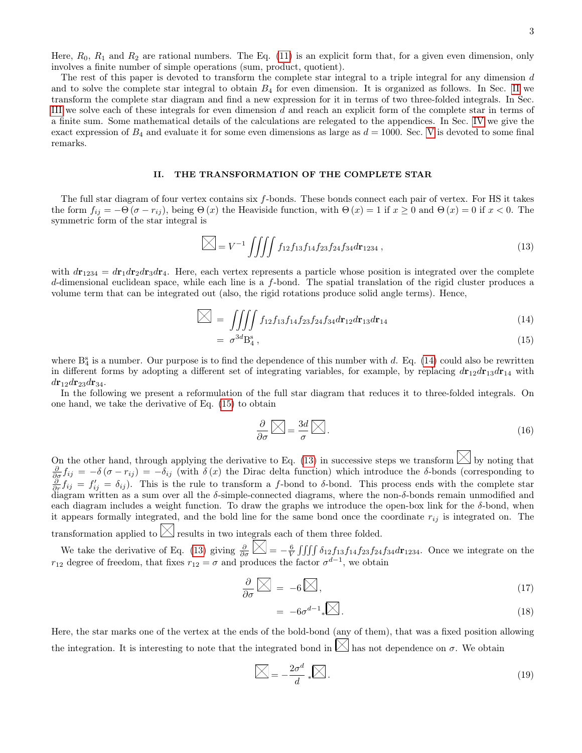Here, $R_0$, $R_1$ and $R_2$ are rational numbers. The Eq. (11) is an explicit form that, for a given even dimension, only involves a finite number of simple operations (sum, product, quotient).

The rest of this paper is devoted to transform the complete star integral to a triple integral for any dimension $d$ and to solve the complete star integral to obtain $B_4$ for even dimension. It is organized as follows. In Sec. II we transform the complete star diagram and find a new expression for it in terms of two three-folded integrals. In Sec. III we solve each of these integrals for even dimension $d$ and reach an explicit form of the complete star in terms of a finite sum. Some mathematical details of the calculations are relegated to the appendices. In Sec. IV we give the exact expression of $B_4$ and evaluate it for some even dimensions as large as $d = 1000$. Sec. V is devoted to some final remarks.

## II. THE TRANSFORMATION OF THE COMPLETE STAR

The full star diagram of four vertex contains six $f$-bonds. These bonds connect each pair of vertex. For HS it takes the form $f_{ij} = -\Theta(\sigma - r_{ij})$, being $\Theta(x)$ the Heaviside function, with $\Theta(x) = 1$ if $x \geq 0$ and $\Theta(x) = 0$ if $x < 0$. The symmetric form of the star integral is

$$\boxtimes = V^{-1} \iiiint f_{12} f_{13} f_{14} f_{23} f_{24} f_{34} d\mathbf{r}_{1234} \,, \tag{13}$$

with $d\mathbf{r}_{1234} = d\mathbf{r}_1 d\mathbf{r}_2 d\mathbf{r}_3 d\mathbf{r}_4$. Here, each vertex represents a particle whose position is integrated over the complete $d$-dimensional euclidean space, while each line is a $f$-bond. The spatial translation of the rigid cluster produces a volume term that can be integrated out (also, the rigid rotations produce solid angle terms). Hence,

$$\boxtimes = \iiiint f_{12} f_{13} f_{14} f_{23} f_{24} f_{34} d\mathbf{r}_{12} d\mathbf{r}_{13} d\mathbf{r}_{14} \tag{14}$$

$$= \sigma^{3d} \mathrm{B}_4^{\mathrm{s}} \,, \tag{15}$$

where $\mathrm{B}_4^{\mathrm{s}}$ is a number. Our purpose is to find the dependence of this number with $d$. Eq. (14) could also be rewritten in different forms by adopting a different set of integrating variables, for example, by replacing $d\mathbf{r}_{12} d\mathbf{r}_{13} d\mathbf{r}_{14}$ with $d\mathbf{r}_{12} d\mathbf{r}_{23} d\mathbf{r}_{34}$.

In the following we present a reformulation of the full star diagram that reduces it to three-folded integrals. On one hand, we take the derivative of Eq. (15) to obtain

$$\frac{\partial}{\partial \sigma} \boxtimes = \frac{3d}{\sigma} \boxtimes . \tag{16}$$

On the other hand, through applying the derivative to Eq. (13) in successive steps we transform $\boxtimes$ by noting that $\frac{\partial}{\partial \sigma} f_{ij} = -\delta(\sigma - r_{ij}) = -\delta_{ij}$ (with $\delta(x)$ the Dirac delta function) which introduce the $\delta$-bonds (corresponding to $\frac{\partial}{\partial r} f_{ij} = f'_{ij} = \delta_{ij}$). This is the rule to transform a $f$-bond to $\delta$-bond. This process ends with the complete star diagram written as a sum over all the $\delta$-simple-connected diagrams, where the non-$\delta$-bonds remain unmodified and each diagram includes a weight function. To draw the graphs we introduce the open-box link for the $\delta$-bond, when it appears formally integrated, and the bold line for the same bond once the coordinate $r_{ij}$ is integrated on. The transformation applied to $\boxtimes$ results in two integrals each of them three folded.

We take the derivative of Eq. (13) giving $\frac{\partial}{\partial \sigma} \boxtimes = -\frac{6}{V} \iiiint \delta_{12} f_{13} f_{14} f_{23} f_{24} f_{34} d\mathbf{r}_{1234}$. Once we integrate on the $r_{12}$ degree of freedom, that fixes $r_{12} = \sigma$ and produces the factor $\sigma^{d-1}$, we obtain

$$\frac{\partial}{\partial \sigma} \boxtimes = -6 \boxtimes , \tag{17}$$

$$= -6 \sigma^{d-1} {}_{*}\boxtimes . \tag{18}$$

Here, the star marks one of the vertex at the ends of the bold-bond (any of them), that was a fixed position allowing the integration. It is interesting to note that the integrated bond in $\boxtimes$ has not dependence on $\sigma$. We obtain

$$\boxtimes = -\frac{2\sigma^d}{d} {}_{*}\boxtimes . \tag{19}$$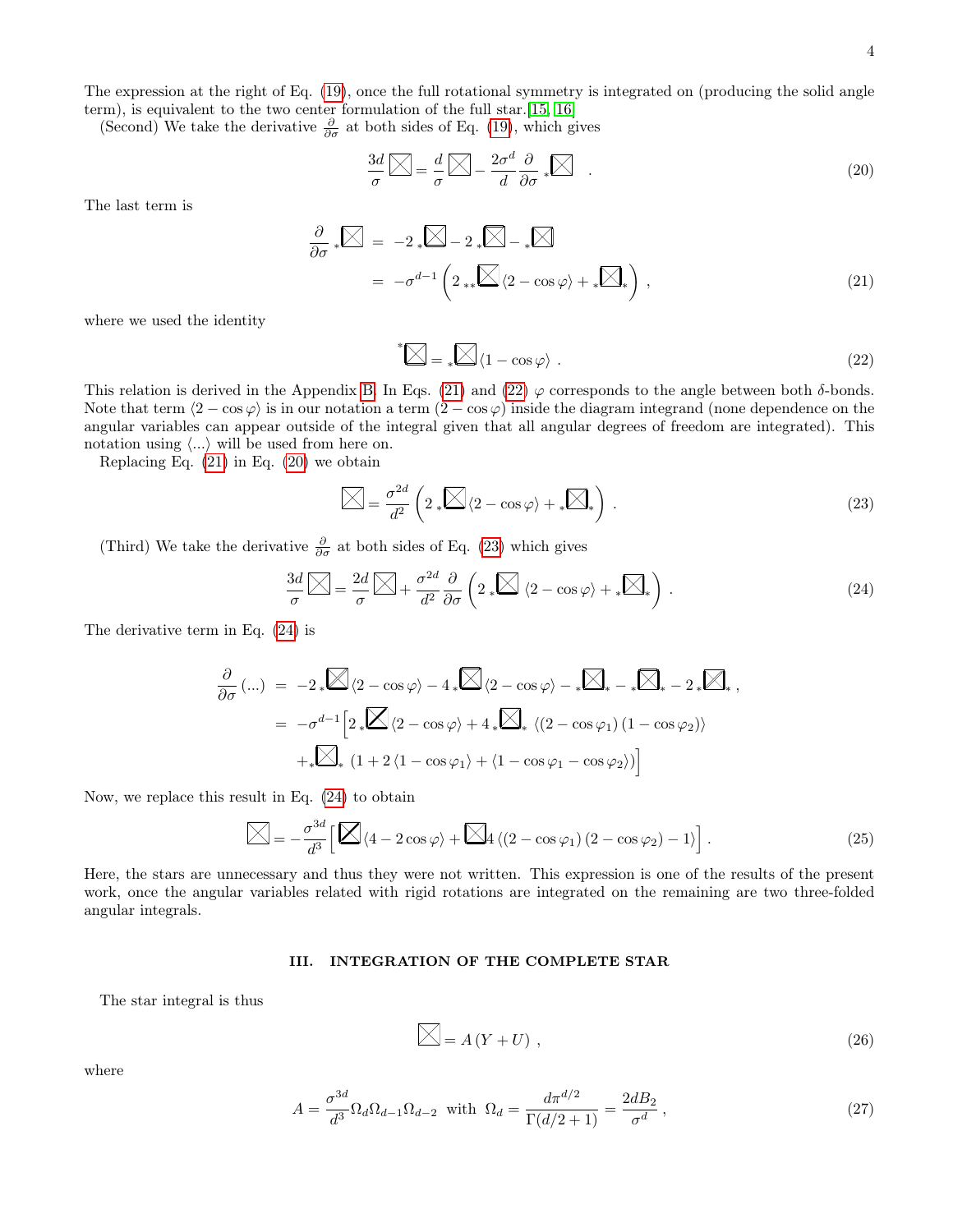The expression at the right of Eq. (19), once the full rotational symmetry is integrated on (producing the solid angle term), is equivalent to the two center formulation of the full star.[15, 16]

(Second) We take the derivative $\frac{\partial}{\partial \sigma}$ at both sides of Eq. (19), which gives

$$\frac{3d}{\sigma} \boxtimes = \frac{d}{\sigma} \boxtimes - \frac{2\sigma^d}{d} \frac{\partial}{\partial \sigma} {}_{*}\boxtimes \quad . \tag{20}$$

The last term is

$$\begin{aligned} \frac{\partial}{\partial \sigma} {}_{*}\boxtimes &= -2\, {}_{*}\boxtimes - 2\, {}_{*}\boxtimes - {}_{*}\boxtimes \\ &= -\sigma^{d-1} \left( 2\, {}_{**}\boxtimes \langle 2 - \cos\varphi \rangle + {}_{*}\boxtimes_{*} \right) , \end{aligned} \tag{21}$$

where we used the identity

$$^{*}\boxtimes = {}_{*}\boxtimes \langle 1 - \cos\varphi \rangle \ . \tag{22}$$

This relation is derived in the Appendix B. In Eqs. (21) and (22) $\varphi$ corresponds to the angle between both $\delta$-bonds. Note that term $\langle 2 - \cos\varphi \rangle$ is in our notation a term $(2 - \cos\varphi)$ inside the diagram integrand (none dependence on the angular variables can appear outside of the integral given that all angular degrees of freedom are integrated). This notation using $\langle ... \rangle$ will be used from here on.

Replacing Eq. (21) in Eq. (20) we obtain

$$\boxtimes = \frac{\sigma^{2d}}{d^2} \left( 2\, {}_{*}\boxtimes \langle 2 - \cos\varphi \rangle + {}_{*}\boxtimes_{*} \right) . \tag{23}$$

(Third) We take the derivative $\frac{\partial}{\partial \sigma}$ at both sides of Eq. (23) which gives

$$\frac{3d}{\sigma} \boxtimes = \frac{2d}{\sigma} \boxtimes + \frac{\sigma^{2d}}{d^2} \frac{\partial}{\partial \sigma} \left( 2\, {}_{*}\boxtimes \langle 2 - \cos\varphi \rangle + {}_{*}\boxtimes_{*} \right) . \tag{24}$$

The derivative term in Eq. (24) is

$$\begin{aligned} \frac{\partial}{\partial \sigma} (...) &= -2\, {}_{*}\boxtimes \langle 2 - \cos\varphi \rangle - 4\, {}_{*}\boxtimes \langle 2 - \cos\varphi \rangle - {}_{*}\boxtimes_{*} - {}_{*}\boxtimes_{*} - 2\, {}_{*}\boxtimes_{*} , \\ &= -\sigma^{d-1} \Big[ 2\, {}_{*}\boxtimes \langle 2 - \cos\varphi \rangle + 4\, {}_{*}\boxtimes_{*} \ \langle (2 - \cos\varphi_1)(1 - \cos\varphi_2) \rangle \\ &\quad + {}_{*}\boxtimes_{*} \ (1 + 2 \langle 1 - \cos\varphi_1 \rangle + \langle 1 - \cos\varphi_1 - \cos\varphi_2 \rangle) \Big] \end{aligned}$$

Now, we replace this result in Eq. (24) to obtain

$$\boxtimes = -\frac{\sigma^{3d}}{d^3} \Big[ \boxtimes \langle 4 - 2\cos\varphi \rangle + \boxtimes 4 \left\langle (2 - \cos\varphi_1)(2 - \cos\varphi_2) - 1 \right\rangle \Big] . \tag{25}$$

Here, the stars are unnecessary and thus they were not written. This expression is one of the results of the present work, once the angular variables related with rigid rotations are integrated on the remaining are two three-folded angular integrals.

## III. INTEGRATION OF THE COMPLETE STAR

The star integral is thus

$$\boxtimes = A \left( Y + U \right) , \tag{26}$$

where

$$A = \frac{\sigma^{3d}}{d^3} \Omega_d \Omega_{d-1} \Omega_{d-2} \ \text{ with } \ \Omega_d = \frac{d \pi^{d/2}}{\Gamma(d/2 + 1)} = \frac{2 d B_2}{\sigma^d} , \tag{27}$$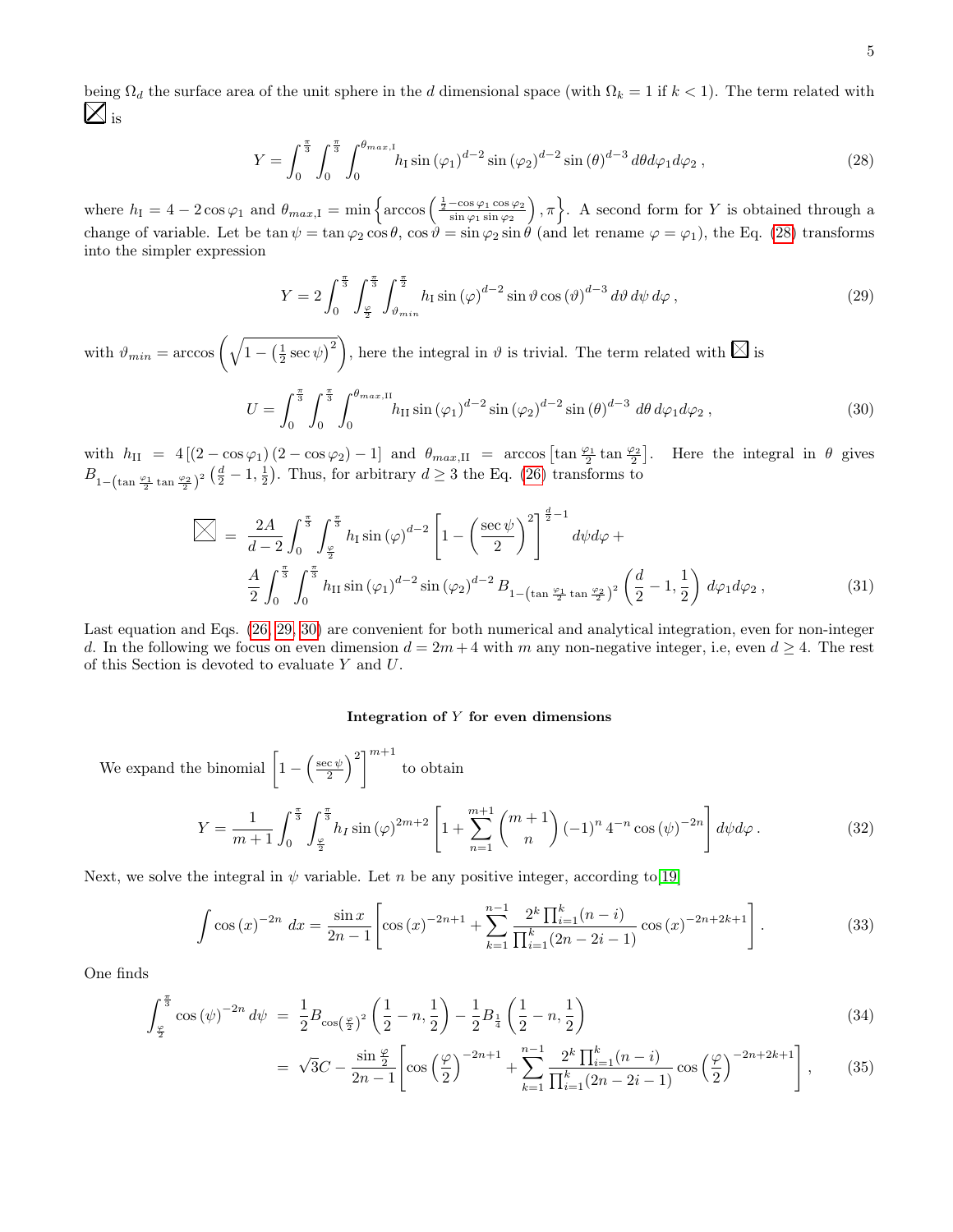being $\Omega_d$ the surface area of the unit sphere in the $d$ dimensional space (with $\Omega_k = 1$ if $k < 1$). The term related with $\boxtimes$ is

$$Y = \int_0^{\frac{\pi}{3}} \int_0^{\frac{\pi}{3}} \int_0^{\theta_{max,\mathrm{I}}} h_{\mathrm{I}} \sin(\varphi_1)^{d-2} \sin(\varphi_2)^{d-2} \sin(\theta)^{d-3} \, d\theta d\varphi_1 d\varphi_2 \,, \tag{28}$$

where $h_{\mathrm{I}} = 4 - 2\cos\varphi_1$ and $\theta_{max,\mathrm{I}} = \min\left\{ \arccos\left( \frac{\frac{1}{2} - \cos\varphi_1 \cos\varphi_2}{\sin\varphi_1 \sin\varphi_2} \right), \pi \right\}$. A second form for $Y$ is obtained through a change of variable. Let be $\tan\psi = \tan\varphi_2 \cos\theta$, $\cos\vartheta = \sin\varphi_2 \sin\theta$ (and let rename $\varphi = \varphi_1$), the Eq. (28) transforms into the simpler expression

$$Y = 2 \int_0^{\frac{\pi}{3}} \int_{\frac{\varphi}{2}}^{\frac{\pi}{3}} \int_{\vartheta_{min}}^{\frac{\pi}{2}} h_{\mathrm{I}} \sin(\varphi)^{d-2} \sin\vartheta \cos(\vartheta)^{d-3} \, d\vartheta \, d\psi \, d\varphi \,, \tag{29}$$

with $\vartheta_{min} = \arccos\left( \sqrt{1 - \left(\frac{1}{2}\sec\psi\right)^2} \right)$, here the integral in $\vartheta$ is trivial. The term related with $\boxtimes$ is

$$U = \int_0^{\frac{\pi}{3}} \int_0^{\frac{\pi}{3}} \int_0^{\theta_{max,\mathrm{II}}} h_{\mathrm{II}} \sin(\varphi_1)^{d-2} \sin(\varphi_2)^{d-2} \sin(\theta)^{d-3} \, d\theta \, d\varphi_1 d\varphi_2 \,, \tag{30}$$

with $h_{\mathrm{II}} = 4\left[ (2 - \cos\varphi_1)(2 - \cos\varphi_2) - 1 \right]$ and $\theta_{max,\mathrm{II}} = \arccos\left[ \tan\frac{\varphi_1}{2} \tan\frac{\varphi_2}{2} \right]$. Here the integral in $\theta$ gives $B_{1 - \left(\tan\frac{\varphi_1}{2}\tan\frac{\varphi_2}{2}\right)^2}\left(\frac{d}{2} - 1, \frac{1}{2}\right)$. Thus, for arbitrary $d \geq 3$ the Eq. (26) transforms to

$$\begin{aligned} \boxtimes &= \frac{2A}{d-2} \int_0^{\frac{\pi}{3}} \int_{\frac{\varphi}{2}}^{\frac{\pi}{3}} h_{\mathrm{I}} \sin(\varphi)^{d-2} \left[ 1 - \left( \frac{\sec\psi}{2} \right)^2 \right]^{\frac{d}{2}-1} d\psi d\varphi \, + \\ &\quad \frac{A}{2} \int_0^{\frac{\pi}{3}} \int_0^{\frac{\pi}{3}} h_{\mathrm{II}} \sin(\varphi_1)^{d-2} \sin(\varphi_2)^{d-2} B_{1 - \left(\tan\frac{\varphi_1}{2}\tan\frac{\varphi_2}{2}\right)^2}\left(\frac{d}{2} - 1, \frac{1}{2}\right) d\varphi_1 d\varphi_2 \,, \end{aligned} \tag{31}$$

Last equation and Eqs. (26, 29, 30) are convenient for both numerical and analytical integration, even for non-integer $d$. In the following we focus on even dimension $d = 2m + 4$ with $m$ any non-negative integer, i.e, even $d \geq 4$. The rest of this Section is devoted to evaluate $Y$ and $U$.

### Integration of $Y$ for even dimensions

We expand the binomial $\left[ 1 - \left( \frac{\sec\psi}{2} \right)^2 \right]^{m+1}$ to obtain

$$Y = \frac{1}{m+1} \int_0^{\frac{\pi}{3}} \int_{\frac{\varphi}{2}}^{\frac{\pi}{3}} h_I \sin(\varphi)^{2m+2} \left[ 1 + \sum_{n=1}^{m+1} \binom{m+1}{n} (-1)^n 4^{-n} \cos(\psi)^{-2n} \right] d\psi d\varphi \,. \tag{32}$$

Next, we solve the integral in $\psi$ variable. Let $n$ be any positive integer, according to [19]

$$\int \cos(x)^{-2n} \, dx = \frac{\sin x}{2n - 1} \left[ \cos(x)^{-2n+1} + \sum_{k=1}^{n-1} \frac{2^k \prod_{i=1}^{k}(n-i)}{\prod_{i=1}^{k}(2n - 2i - 1)} \cos(x)^{-2n+2k+1} \right]. \tag{33}$$

One finds

$$\begin{aligned} \int_{\frac{\varphi}{2}}^{\frac{\pi}{3}} \cos(\psi)^{-2n} \, d\psi &= \frac{1}{2} B_{\cos\left(\frac{\varphi}{2}\right)^2}\left(\frac{1}{2} - n, \frac{1}{2}\right) - \frac{1}{2} B_{\frac{1}{4}}\left(\frac{1}{2} - n, \frac{1}{2}\right) && (34) \\ &= \sqrt{3}C - \frac{\sin\frac{\varphi}{2}}{2n - 1} \left[ \cos\left(\frac{\varphi}{2}\right)^{-2n+1} + \sum_{k=1}^{n-1} \frac{2^k \prod_{i=1}^{k}(n-i)}{\prod_{i=1}^{k}(2n - 2i - 1)} \cos\left(\frac{\varphi}{2}\right)^{-2n+2k+1} \right], && (35) \end{aligned}$$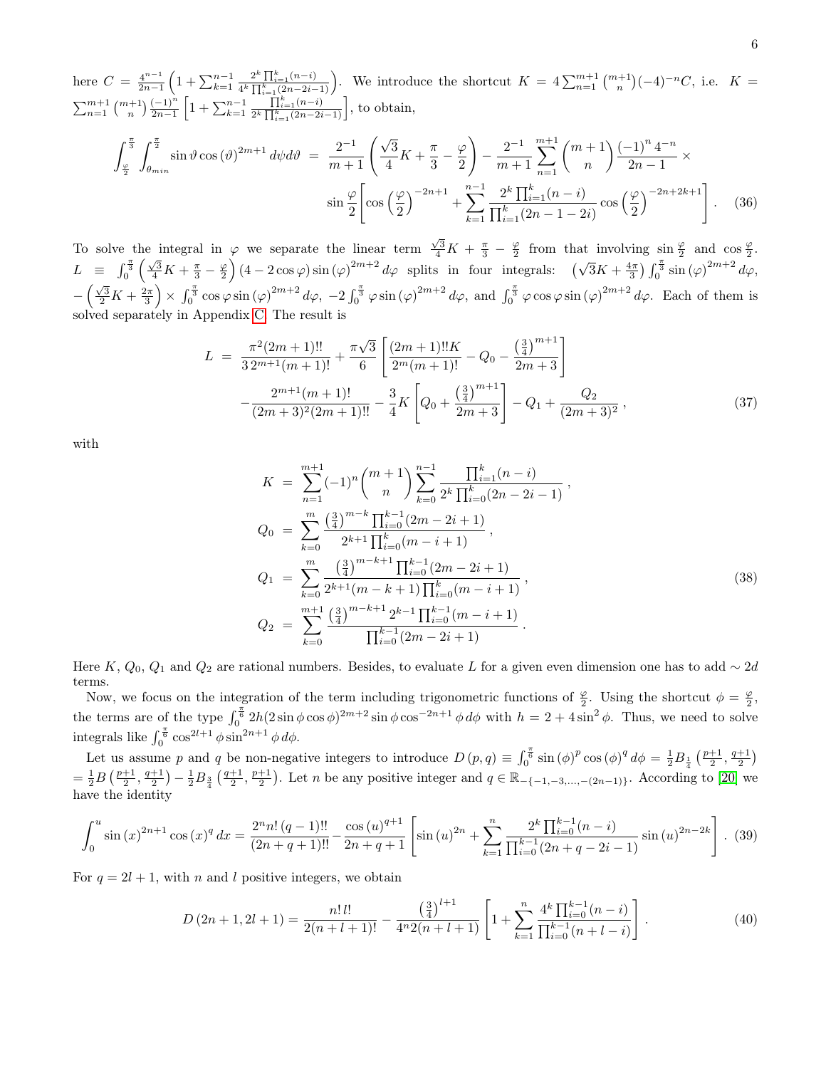here $C = \frac{4^{n-1}}{2n-1}\left(1+\sum_{k=1}^{n-1}\frac{2^k\prod_{i=1}^{k}(n-i)}{4^k\prod_{i=1}^{k}(2n-2i-1)}\right)$. We introduce the shortcut $K = 4\sum_{n=1}^{m+1}\binom{m+1}{n}(-4)^{-n}C$, i.e. $K = \sum_{n=1}^{m+1}\binom{m+1}{n}\frac{(-1)^n}{2n-1}\left[1+\sum_{k=1}^{n-1}\frac{\prod_{i=1}^{k}(n-i)}{2^k\prod_{i=1}^{k}(2n-2i-1)}\right]$, to obtain,

$$\int_{\frac{\varphi}{2}}^{\frac{\pi}{3}}\int_{\theta_{min}}^{\frac{\pi}{2}}\sin\vartheta\cos(\vartheta)^{2m+1}d\psi d\vartheta = \frac{2^{-1}}{m+1}\left(\frac{\sqrt{3}}{4}K+\frac{\pi}{3}-\frac{\varphi}{2}\right)-\frac{2^{-1}}{m+1}\sum_{n=1}^{m+1}\binom{m+1}{n}\frac{(-1)^n4^{-n}}{2n-1}\times \sin\frac{\varphi}{2}\left[\cos\left(\frac{\varphi}{2}\right)^{-2n+1}+\sum_{k=1}^{n-1}\frac{2^k\prod_{i=1}^{k}(n-i)}{\prod_{i=1}^{k}(2n-1-2i)}\cos\left(\frac{\varphi}{2}\right)^{-2n+2k+1}\right]. \quad (36)$$

To solve the integral in $\varphi$ we separate the linear term $\frac{\sqrt{3}}{4}K+\frac{\pi}{3}-\frac{\varphi}{2}$ from that involving $\sin\frac{\varphi}{2}$ and $\cos\frac{\varphi}{2}$. $L \equiv \int_0^{\frac{\pi}{3}}\left(\frac{\sqrt{3}}{4}K+\frac{\pi}{3}-\frac{\varphi}{2}\right)(4-2\cos\varphi)\sin(\varphi)^{2m+2}d\varphi$ splits in four integrals: $\left(\sqrt{3}K+\frac{4\pi}{3}\right)\int_0^{\frac{\pi}{3}}\sin(\varphi)^{2m+2}d\varphi$, $-\left(\frac{\sqrt{3}}{2}K+\frac{2\pi}{3}\right)\times\int_0^{\frac{\pi}{3}}\cos\varphi\sin(\varphi)^{2m+2}d\varphi$, $-2\int_0^{\frac{\pi}{3}}\varphi\sin(\varphi)^{2m+2}d\varphi$, and $\int_0^{\frac{\pi}{3}}\varphi\cos\varphi\sin(\varphi)^{2m+2}d\varphi$. Each of them is solved separately in Appendix C. The result is

$$\begin{aligned} L &= \frac{\pi^2(2m+1)!!}{3\,2^{m+1}(m+1)!}+\frac{\pi\sqrt{3}}{6}\left[\frac{(2m+1)!!K}{2^m(m+1)!}-Q_0-\frac{\left(\frac{3}{4}\right)^{m+1}}{2m+3}\right] \\ &-\frac{2^{m+1}(m+1)!}{(2m+3)^2(2m+1)!!}-\frac{3}{4}K\left[Q_0+\frac{\left(\frac{3}{4}\right)^{m+1}}{2m+3}\right]-Q_1+\frac{Q_2}{(2m+3)^2}, \end{aligned} \quad (37)$$

with

$$\begin{aligned} K &= \sum_{n=1}^{m+1}(-1)^n\binom{m+1}{n}\sum_{k=0}^{n-1}\frac{\prod_{i=1}^{k}(n-i)}{2^k\prod_{i=0}^{k}(2n-2i-1)}, \\ Q_0 &= \sum_{k=0}^{m}\frac{\left(\frac{3}{4}\right)^{m-k}\prod_{i=0}^{k-1}(2m-2i+1)}{2^{k+1}\prod_{i=0}^{k}(m-i+1)}, \\ Q_1 &= \sum_{k=0}^{m}\frac{\left(\frac{3}{4}\right)^{m-k+1}\prod_{i=0}^{k-1}(2m-2i+1)}{2^{k+1}(m-k+1)\prod_{i=0}^{k}(m-i+1)}, \\ Q_2 &= \sum_{k=0}^{m+1}\frac{\left(\frac{3}{4}\right)^{m-k+1}2^{k-1}\prod_{i=0}^{k-1}(m-i+1)}{\prod_{i=0}^{k-1}(2m-2i+1)}. \end{aligned} \quad (38)$$

Here $K$, $Q_0$, $Q_1$ and $Q_2$ are rational numbers. Besides, to evaluate $L$ for a given even dimension one has to add $\sim 2d$ terms.

Now, we focus on the integration of the term including trigonometric functions of $\frac{\varphi}{2}$. Using the shortcut $\phi = \frac{\varphi}{2}$, the terms are of the type $\int_0^{\frac{\pi}{6}}2h(2\sin\phi\cos\phi)^{2m+2}\sin\phi\cos^{-2n+1}\phi\,d\phi$ with $h = 2+4\sin^2\phi$. Thus, we need to solve integrals like $\int_0^{\frac{\pi}{6}}\cos^{2l+1}\phi\sin^{2n+1}\phi\,d\phi$.

Let us assume $p$ and $q$ be non-negative integers to introduce $D(p,q) \equiv \int_0^{\frac{\pi}{6}}\sin(\phi)^p\cos(\phi)^q d\phi = \frac{1}{2}B_{\frac{1}{4}}\left(\frac{p+1}{2},\frac{q+1}{2}\right)$ $= \frac{1}{2}B\left(\frac{p+1}{2},\frac{q+1}{2}\right)-\frac{1}{2}B_{\frac{3}{4}}\left(\frac{q+1}{2},\frac{p+1}{2}\right)$. Let $n$ be any positive integer and $q \in \mathbb{R}_{-\{-1,-3,\ldots,-(2n-1)\}}$. According to [20] we have the identity

$$\int_0^u\sin(x)^{2n+1}\cos(x)^q dx = \frac{2^n n!\,(q-1)!!}{(2n+q+1)!!}-\frac{\cos(u)^{q+1}}{2n+q+1}\left[\sin(u)^{2n}+\sum_{k=1}^{n}\frac{2^k\prod_{i=0}^{k-1}(n-i)}{\prod_{i=0}^{k-1}(2n+q-2i-1)}\sin(u)^{2n-2k}\right]. \quad (39)$$

For $q = 2l+1$, with $n$ and $l$ positive integers, we obtain

$$D(2n+1,2l+1) = \frac{n!\,l!}{2(n+l+1)!}-\frac{\left(\frac{3}{4}\right)^{l+1}}{4^n2(n+l+1)}\left[1+\sum_{k=1}^{n}\frac{4^k\prod_{i=0}^{k-1}(n-i)}{\prod_{i=0}^{k-1}(n+l-i)}\right]. \quad (40)$$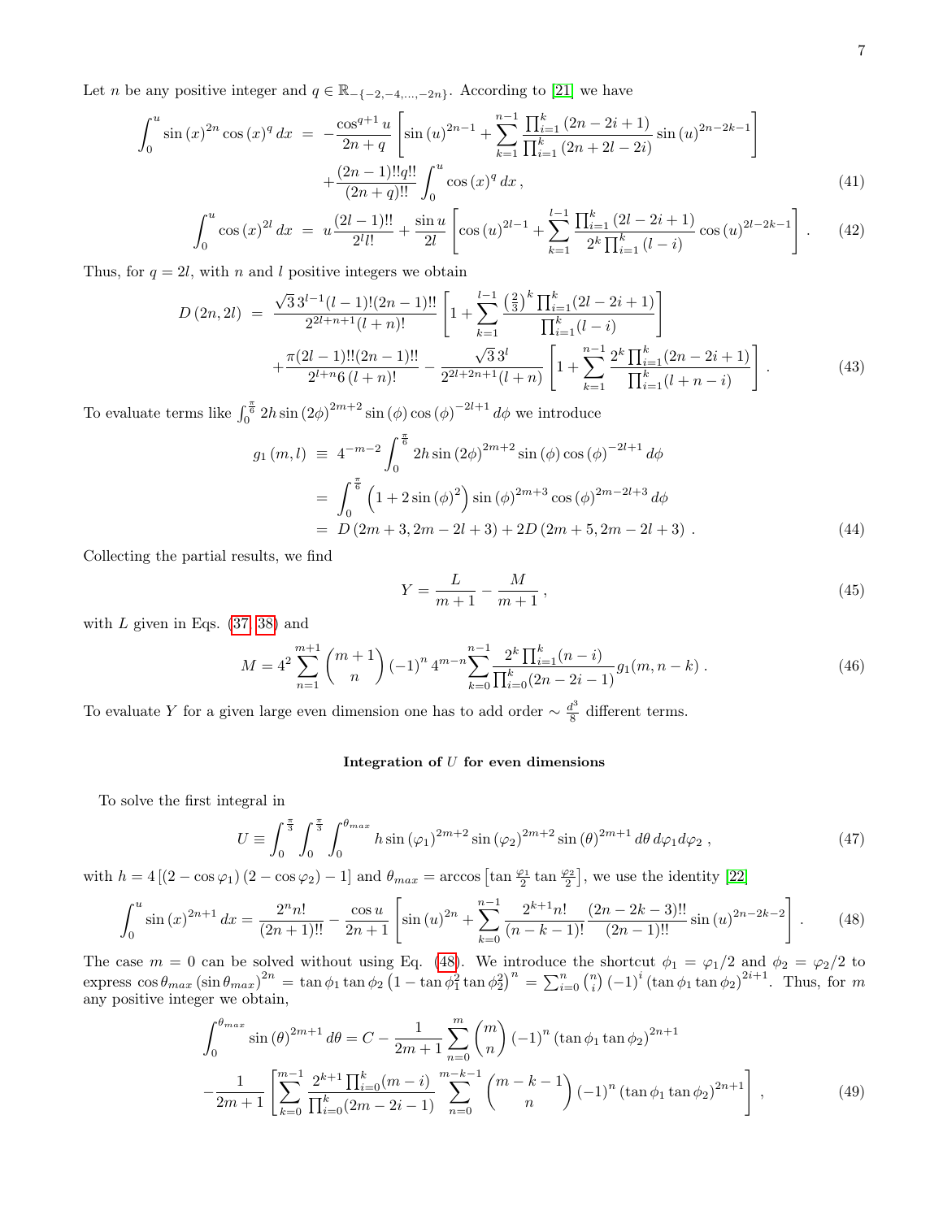Let $n$ be any positive integer and $q \in \mathbb{R}_{-\{-2,-4,...,-2n\}}$. According to [21] we have

$$
\begin{aligned}
\int_0^u \sin(x)^{2n}\cos(x)^q\,dx &= -\frac{\cos^{q+1}u}{2n+q}\left[\sin(u)^{2n-1}+\sum_{k=1}^{n-1}\frac{\prod_{i=1}^{k}(2n-2i+1)}{\prod_{i=1}^{k}(2n+2l-2i)}\sin(u)^{2n-2k-1}\right] \\
&\quad+\frac{(2n-1)!!q!!}{(2n+q)!!}\int_0^u \cos(x)^q\,dx\,, && (41)\\
\int_0^u \cos(x)^{2l}\,dx &= u\frac{(2l-1)!!}{2^l l!}+\frac{\sin u}{2l}\left[\cos(u)^{2l-1}+\sum_{k=1}^{l-1}\frac{\prod_{i=1}^{k}(2l-2i+1)}{2^k\prod_{i=1}^{k}(l-i)}\cos(u)^{2l-2k-1}\right]. && (42)
\end{aligned}
$$

Thus, for $q=2l$, with $n$ and $l$ positive integers we obtain

$$
\begin{aligned}
D(2n,2l) &= \frac{\sqrt{3}\,3^{l-1}(l-1)!(2n-1)!!}{2^{2l+n+1}(l+n)!}\left[1+\sum_{k=1}^{l-1}\frac{\left(\frac{2}{3}\right)^k\prod_{i=1}^{k}(2l-2i+1)}{\prod_{i=1}^{k}(l-i)}\right] \\
&\quad+\frac{\pi(2l-1)!!(2n-1)!!}{2^{l+n}6\,(l+n)!}-\frac{\sqrt{3}\,3^l}{2^{2l+2n+1}(l+n)}\left[1+\sum_{k=1}^{n-1}\frac{2^k\prod_{i=1}^{k}(2n-2i+1)}{\prod_{i=1}^{k}(l+n-i)}\right]. \qquad (43)
\end{aligned}
$$

To evaluate terms like $\int_0^{\frac{\pi}{6}} 2h\sin(2\phi)^{2m+2}\sin(\phi)\cos(\phi)^{-2l+1}\,d\phi$ we introduce

$$
\begin{aligned}
g_1(m,l) &\equiv 4^{-m-2}\int_0^{\frac{\pi}{6}} 2h\sin(2\phi)^{2m+2}\sin(\phi)\cos(\phi)^{-2l+1}\,d\phi \\
&= \int_0^{\frac{\pi}{6}}\left(1+2\sin(\phi)^2\right)\sin(\phi)^{2m+3}\cos(\phi)^{2m-2l+3}\,d\phi \\
&= D(2m+3,2m-2l+3)+2D(2m+5,2m-2l+3)\,. \qquad (44)
\end{aligned}
$$

Collecting the partial results, we find

$$
Y=\frac{L}{m+1}-\frac{M}{m+1}\,, \qquad (45)
$$

with $L$ given in Eqs. (37, 38) and

$$
M=4^2\sum_{n=1}^{m+1}\binom{m+1}{n}(-1)^n\,4^{m-n}\sum_{k=0}^{n-1}\frac{2^k\prod_{i=1}^{k}(n-i)}{\prod_{i=0}^{k}(2n-2i-1)}g_1(m,n-k)\,. \qquad (46)
$$

To evaluate $Y$ for a given large even dimension one has to add order $\sim\frac{d^3}{8}$ different terms.

### Integration of $U$ for even dimensions

To solve the first integral in

$$
U\equiv\int_0^{\frac{\pi}{3}}\int_0^{\frac{\pi}{3}}\int_0^{\theta_{max}} h\sin(\varphi_1)^{2m+2}\sin(\varphi_2)^{2m+2}\sin(\theta)^{2m+1}\,d\theta\,d\varphi_1 d\varphi_2\,, \qquad (47)
$$

with $h=4\left[(2-\cos\varphi_1)(2-\cos\varphi_2)-1\right]$ and $\theta_{max}=\arccos\left[\tan\frac{\varphi_1}{2}\tan\frac{\varphi_2}{2}\right]$, we use the identity [22]

$$
\int_0^u \sin(x)^{2n+1}\,dx=\frac{2^n n!}{(2n+1)!!}-\frac{\cos u}{2n+1}\left[\sin(u)^{2n}+\sum_{k=0}^{n-1}\frac{2^{k+1}n!}{(n-k-1)!}\frac{(2n-2k-3)!!}{(2n-1)!!}\sin(u)^{2n-2k-2}\right]. \qquad (48)
$$

The case $m=0$ can be solved without using Eq. (48). We introduce the shortcut $\phi_1=\varphi_1/2$ and $\phi_2=\varphi_2/2$ to express $\cos\theta_{max}(\sin\theta_{max})^{2n}=\tan\phi_1\tan\phi_2\left(1-\tan\phi_1^2\tan\phi_2^2\right)^n=\sum_{i=0}^{n}\binom{n}{i}(-1)^i(\tan\phi_1\tan\phi_2)^{2i+1}$. Thus, for $m$ any positive integer we obtain,

$$
\begin{aligned}
\int_0^{\theta_{max}}\sin(\theta)^{2m+1}\,d\theta &= C-\frac{1}{2m+1}\sum_{n=0}^{m}\binom{m}{n}(-1)^n(\tan\phi_1\tan\phi_2)^{2n+1} \\
&\quad-\frac{1}{2m+1}\left[\sum_{k=0}^{m-1}\frac{2^{k+1}\prod_{i=0}^{k}(m-i)}{\prod_{i=0}^{k}(2m-2i-1)}\sum_{n=0}^{m-k-1}\binom{m-k-1}{n}(-1)^n(\tan\phi_1\tan\phi_2)^{2n+1}\right], \qquad (49)
\end{aligned}
$$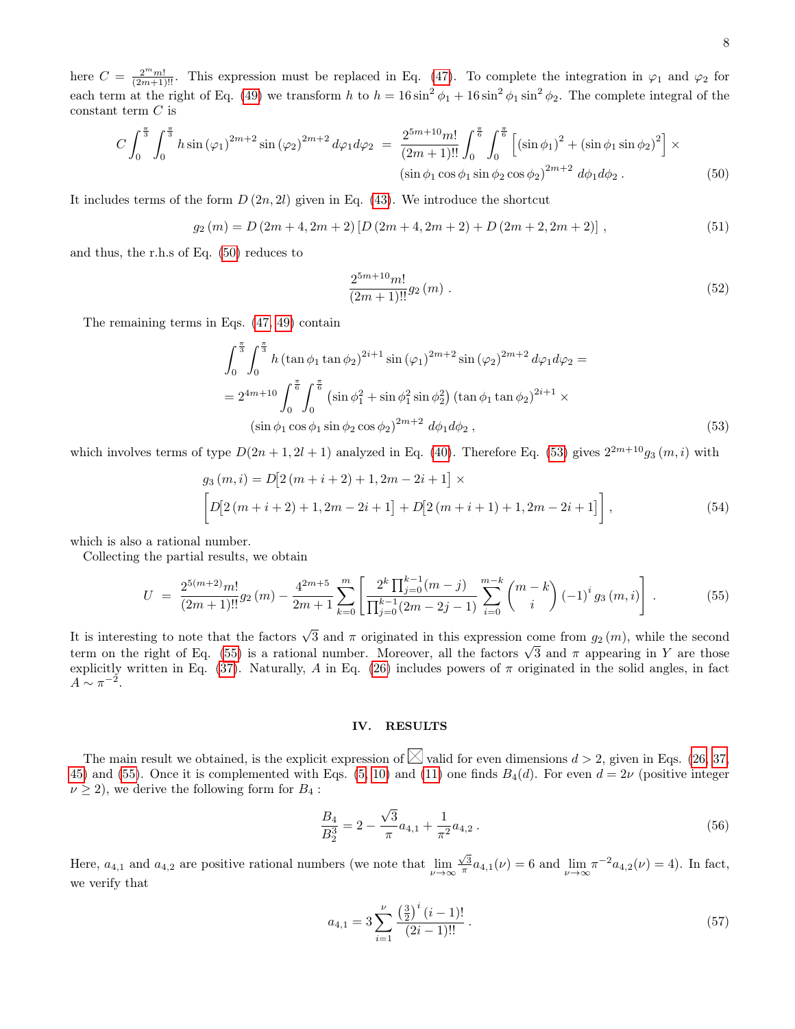here $C = \frac{2^m m!}{(2m+1)!!}$. This expression must be replaced in Eq. (47). To complete the integration in $\varphi_1$ and $\varphi_2$ for each term at the right of Eq. (49) we transform $h$ to $h = 16\sin^2\phi_1 + 16\sin^2\phi_1\sin^2\phi_2$. The complete integral of the constant term $C$ is

$$C\int_0^{\frac{\pi}{3}}\int_0^{\frac{\pi}{3}} h\sin(\varphi_1)^{2m+2}\sin(\varphi_2)^{2m+2}\,d\varphi_1 d\varphi_2 \;=\; \frac{2^{5m+10}m!}{(2m+1)!!}\int_0^{\frac{\pi}{6}}\int_0^{\frac{\pi}{6}}\left[(\sin\phi_1)^2 + (\sin\phi_1\sin\phi_2)^2\right]\times$$
$$(\sin\phi_1\cos\phi_1\sin\phi_2\cos\phi_2)^{2m+2}\,d\phi_1 d\phi_2\,. \tag{50}$$

It includes terms of the form $D(2n, 2l)$ given in Eq. (43). We introduce the shortcut

$$g_2(m) = D(2m+4, 2m+2)\left[D(2m+4, 2m+2) + D(2m+2, 2m+2)\right], \tag{51}$$

and thus, the r.h.s of Eq. (50) reduces to

$$\frac{2^{5m+10}m!}{(2m+1)!!}g_2(m)\,. \tag{52}$$

The remaining terms in Eqs. (47, 49) contain

$$\int_0^{\frac{\pi}{3}}\int_0^{\frac{\pi}{3}} h(\tan\phi_1\tan\phi_2)^{2i+1}\sin(\varphi_1)^{2m+2}\sin(\varphi_2)^{2m+2}\,d\varphi_1 d\varphi_2 =$$
$$= 2^{4m+10}\int_0^{\frac{\pi}{6}}\int_0^{\frac{\pi}{6}}\left(\sin\phi_1^2 + \sin\phi_1^2\sin\phi_2^2\right)(\tan\phi_1\tan\phi_2)^{2i+1}\times$$
$$(\sin\phi_1\cos\phi_1\sin\phi_2\cos\phi_2)^{2m+2}\,d\phi_1 d\phi_2\,, \tag{53}$$

which involves terms of type $D(2n+1, 2l+1)$ analyzed in Eq. (40). Therefore Eq. (53) gives $2^{2m+10}g_3(m,i)$ with

$$g_3(m,i) = D\big[2(m+i+2)+1, 2m-2i+1\big]\times$$
$$\Big[D\big[2(m+i+2)+1, 2m-2i+1\big] + D\big[2(m+i+1)+1, 2m-2i+1\big]\Big], \tag{54}$$

which is also a rational number.

Collecting the partial results, we obtain

$$U \;=\; \frac{2^{5(m+2)}m!}{(2m+1)!!}g_2(m) - \frac{4^{2m+5}}{2m+1}\sum_{k=0}^{m}\left[\frac{2^k\prod_{j=0}^{k-1}(m-j)}{\prod_{j=0}^{k-1}(2m-2j-1)}\sum_{i=0}^{m-k}\binom{m-k}{i}(-1)^i g_3(m,i)\right]. \tag{55}$$

It is interesting to note that the factors $\sqrt{3}$ and $\pi$ originated in this expression come from $g_2(m)$, while the second term on the right of Eq. (55) is a rational number. Moreover, all the factors $\sqrt{3}$ and $\pi$ appearing in $Y$ are those explicitly written in Eq. (37). Naturally, $A$ in Eq. (26) includes powers of $\pi$ originated in the solid angles, in fact $A \sim \pi^{-2}$.

## IV. RESULTS

The main result we obtained, is the explicit expression of $\boxtimes$ valid for even dimensions $d > 2$, given in Eqs. (26, 37, 45) and (55). Once it is complemented with Eqs. (5, 10) and (11) one finds $B_4(d)$. For even $d = 2\nu$ (positive integer $\nu \geq 2$), we derive the following form for $B_4$ :

$$\frac{B_4}{B_2^3} = 2 - \frac{\sqrt{3}}{\pi}a_{4,1} + \frac{1}{\pi^2}a_{4,2}\,. \tag{56}$$

Here, $a_{4,1}$ and $a_{4,2}$ are positive rational numbers (we note that $\lim_{\nu\to\infty}\frac{\sqrt{3}}{\pi}a_{4,1}(\nu) = 6$ and $\lim_{\nu\to\infty}\pi^{-2}a_{4,2}(\nu) = 4$). In fact, we verify that

$$a_{4,1} = 3\sum_{i=1}^{\nu}\frac{\left(\frac{3}{2}\right)^i(i-1)!}{(2i-1)!!}\,. \tag{57}$$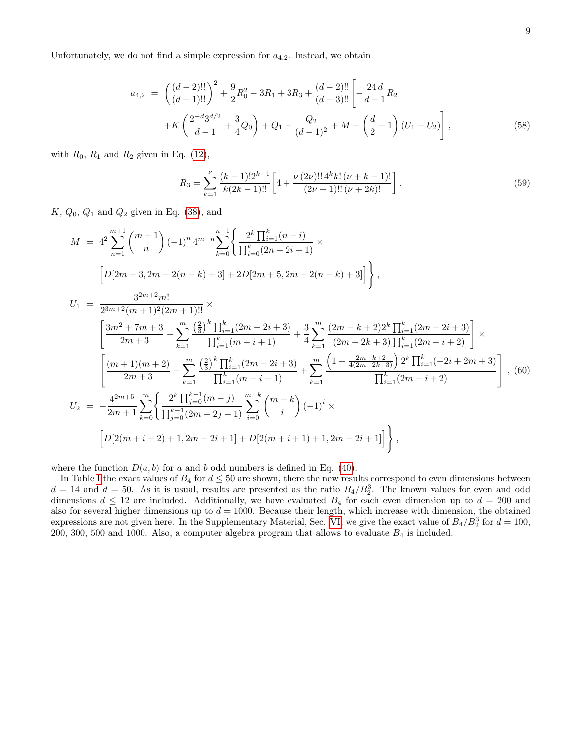Unfortunately, we do not find a simple expression for $a_{4,2}$. Instead, we obtain

$$
\begin{aligned}
a_{4,2} \;=\; & \left(\frac{(d-2)!!}{(d-1)!!}\right)^2 + \frac{9}{2}R_0^2 - 3R_1 + 3R_3 + \frac{(d-2)!!}{(d-3)!!}\left[-\frac{24\,d}{d-1}R_2\right. \\
& \left. +K\left(\frac{2^{-d}3^{d/2}}{d-1}+\frac{3}{4}Q_0\right) + Q_1 - \frac{Q_2}{(d-1)^2} + M - \left(\frac{d}{2}-1\right)(U_1+U_2)\right],
\end{aligned} \tag{58}
$$

with $R_0$, $R_1$ and $R_2$ given in Eq. (12),

$$
R_3 = \sum_{k=1}^{\nu} \frac{(k-1)!2^{k-1}}{k(2k-1)!!}\left[4 + \frac{\nu\,(2\nu)!!\,4^k k!\,(\nu+k-1)!}{(2\nu-1)!!\,(\nu+2k)!}\right], \tag{59}
$$

$K$, $Q_0$, $Q_1$ and $Q_2$ given in Eq. (38), and

$$
\begin{aligned}
M \;=\; & 4^2 \sum_{n=1}^{m+1}\binom{m+1}{n}(-1)^n\,4^{m-n}\sum_{k=0}^{n-1}\left\{\frac{2^k\prod_{i=1}^{k}(n-i)}{\prod_{i=0}^{k}(2n-2i-1)}\times\right. \\
& \left.\Big[D[2m+3,2m-2(n-k)+3] + 2D[2m+5,2m-2(n-k)+3]\Big]\right\}, \\
U_1 \;=\; & \frac{3^{2m+2}m!}{2^{3m+2}(m+1)^2(2m+1)!!}\times \\
& \left[\frac{3m^2+7m+3}{2m+3} - \sum_{k=1}^{m}\frac{\left(\frac{2}{3}\right)^k\prod_{i=1}^{k}(2m-2i+3)}{\prod_{i=1}^{k}(m-i+1)} + \frac{3}{4}\sum_{k=1}^{m}\frac{(2m-k+2)2^k\prod_{i=1}^{k}(2m-2i+3)}{(2m-2k+3)\prod_{i=1}^{k}(2m-i+2)}\right]\times \\
& \left[\frac{(m+1)(m+2)}{2m+3} - \sum_{k=1}^{m}\frac{\left(\frac{2}{3}\right)^k\prod_{i=1}^{k}(2m-2i+3)}{\prod_{i=1}^{k}(m-i+1)} + \sum_{k=1}^{m}\frac{\left(1+\frac{2m-k+2}{4(2m-2k+3)}\right)2^k\prod_{i=1}^{k}(-2i+2m+3)}{\prod_{i=1}^{k}(2m-i+2)}\right], \\
U_2 \;=\; & -\frac{4^{2m+5}}{2m+1}\sum_{k=0}^{m}\left\{\frac{2^k\prod_{j=0}^{k-1}(m-j)}{\prod_{j=0}^{k-1}(2m-2j-1)}\sum_{i=0}^{m-k}\binom{m-k}{i}(-1)^i\times\right. \\
& \left.\Big[D[2(m+i+2)+1,2m-2i+1] + D[2(m+i+1)+1,2m-2i+1]\Big]\right\},
\end{aligned} \tag{60}
$$

where the function $D(a,b)$ for $a$ and $b$ odd numbers is defined in Eq. (40).

In Table I the exact values of $B_4$ for $d \le 50$ are shown, there the new results correspond to even dimensions between $d=14$ and $d=50$. As it is usual, results are presented as the ratio $B_4/B_2^3$. The known values for even and odd dimensions $d \le 12$ are included. Additionally, we have evaluated $B_4$ for each even dimension up to $d=200$ and also for several higher dimensions up to $d=1000$. Because their length, which increase with dimension, the obtained expressions are not given here. In the Supplementary Material, Sec. VI, we give the exact value of $B_4/B_2^3$ for $d=100$, 200, 300, 500 and 1000. Also, a computer algebra program that allows to evaluate $B_4$ is included.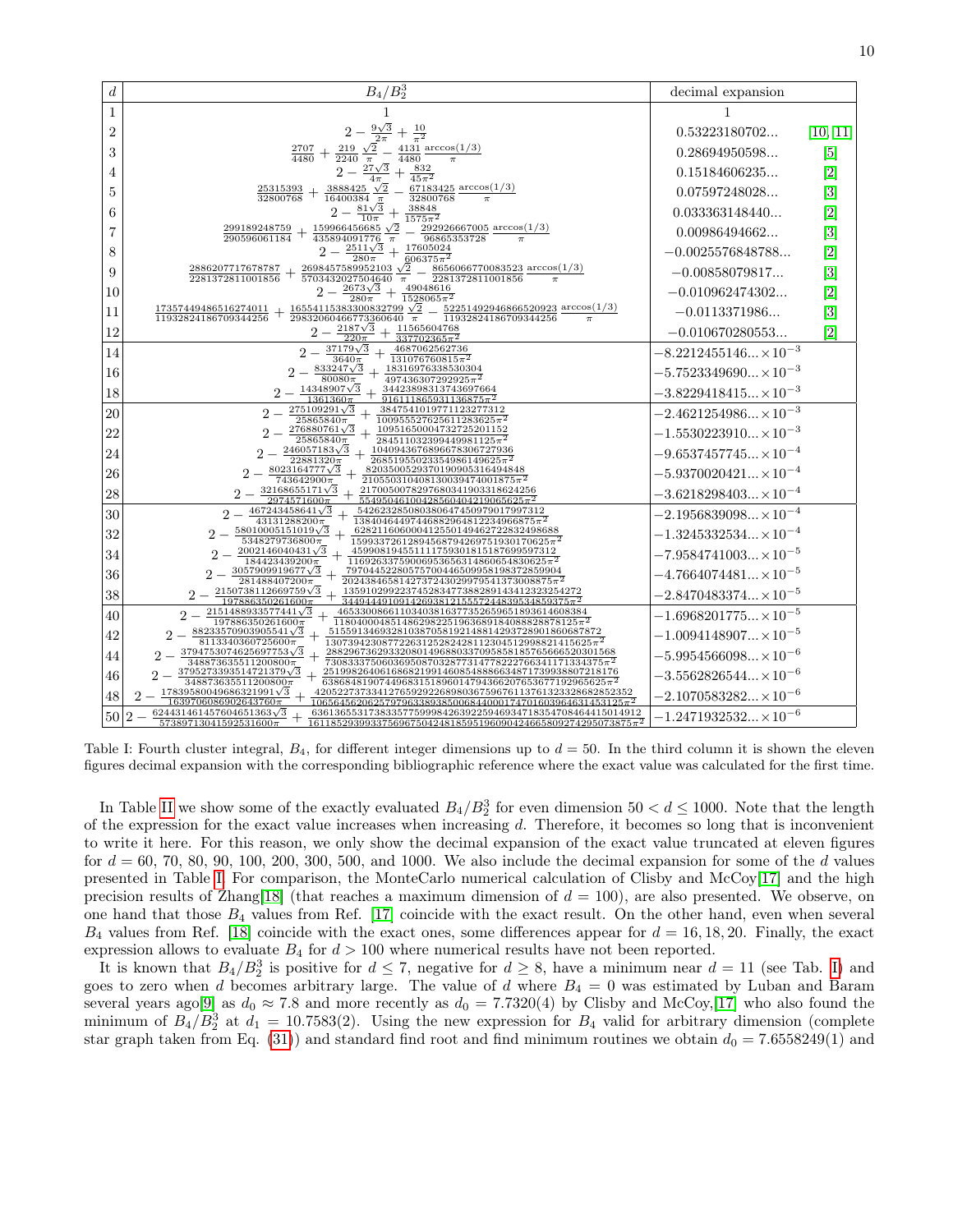| $d$ | $B_4/B_2^3$ | decimal expansion | |
|---|---|---|---|
| 1 | $1$ | 1 | |
| 2 | $2 - \frac{9\sqrt{3}}{2\pi} + \frac{10}{\pi^2}$ | 0.53223180702... | [10, 11] |
| 3 | $\frac{2707}{4480} + \frac{219}{2240}\frac{\sqrt{2}}{\pi} - \frac{4131}{4480}\frac{\arccos(1/3)}{\pi}$ | 0.28694950598... | [5] |
| 4 | $2 - \frac{27\sqrt{3}}{4\pi} + \frac{832}{45\pi^2}$ | 0.15184606235... | [2] |
| 5 | $\frac{25315393}{32800768} + \frac{3888425}{16400384}\frac{\sqrt{2}}{\pi} - \frac{67183425}{32800768}\frac{\arccos(1/3)}{\pi}$ | 0.07597248028... | [3] |
| 6 | $2 - \frac{81\sqrt{3}}{10\pi} + \frac{38848}{1575\pi^2}$ | 0.033363148440... | [2] |
| 7 | $\frac{299189248759}{290596061184} + \frac{159966456685}{435894091776}\frac{\sqrt{2}}{\pi} - \frac{292926667005}{96865353728}\frac{\arccos(1/3)}{\pi}$ | 0.00986494662... | [3] |
| 8 | $2 - \frac{2511\sqrt{3}}{280\pi} + \frac{17605024}{606375\pi^2}$ | −0.0025576848788... | [2] |
| 9 | $\frac{2886207717678787}{2281372811001856} + \frac{2698457589952103}{5703432027504640}\frac{\sqrt{2}}{\pi} - \frac{8656066770083523}{2281372811001856}\frac{\arccos(1/3)}{\pi}$ | −0.00858079817... | [3] |
| 10 | $2 - \frac{2673\sqrt{3}}{280\pi} + \frac{49048616}{1528065\pi^2}$ | −0.010962474302... | [2] |
| 11 | $\frac{17357449486516274011}{11932824186709344256} + \frac{16554115383300832799}{29832060466773360640}\frac{\sqrt{2}}{\pi} - \frac{52251492946866520923}{11932824186709344256}\frac{\arccos(1/3)}{\pi}$ | −0.0113371986... | [3] |
| 12 | $2 - \frac{2187\sqrt{3}}{220\pi} + \frac{11565604768}{337702365\pi^2}$ | −0.010670280553... | [2] |
| 14 | $2 - \frac{37179\sqrt{3}}{3640\pi} + \frac{4687062562736}{131076760815\pi^2}$ | $-8.2212455146...\times10^{-3}$ | |
| 16 | $2 - \frac{833247\sqrt{3}}{80080\pi} + \frac{18316976338530304}{497436307292925\pi^2}$ | $-5.7523349690...\times10^{-3}$ | |
| 18 | $2 - \frac{14348907\sqrt{3}}{1361360\pi} + \frac{34423898313743697664}{916111865931136875\pi^2}$ | $-3.8229418415...\times10^{-3}$ | |
| 20 | $2 - \frac{275109291\sqrt{3}}{25865840\pi} + \frac{3847541019771123277312}{100955527625611283625\pi^2}$ | $-2.4621254986...\times10^{-3}$ | |
| 22 | $2 - \frac{276880761\sqrt{3}}{25865840\pi} + \frac{1095165000473272520115 2}{28451103239944998112 5\pi^2}$ | $-1.5530223910...\times10^{-3}$ | |
| 24 | $2 - \frac{246057183\sqrt{3}}{22881320\pi} + \frac{104094367689667830672793 6}{26851955023354986149625\pi^2}$ | $-9.6537457745...\times10^{-4}$ | |
| 26 | $2 - \frac{8023164777\sqrt{3}}{743642900\pi} + \frac{82035005293701909053164948 48}{21055031040813003947400187 5\pi^2}$ | $-5.9370020421...\times10^{-4}$ | |
| 28 | $2 - \frac{32168655171\sqrt{3}}{2974571600\pi} + \frac{2170050078297680341903318624256}{55495046100428560404219065625\pi^2}$ | $-3.6218298403...\times10^{-4}$ | |
| 30 | $2 - \frac{467243458641\sqrt{3}}{43131288200\pi} + \frac{542623285080380647450979017997312}{13840464497446882964812234966875\pi^2}$ | $-2.1956839098...\times10^{-4}$ | |
| 32 | $2 - \frac{58010005151019\sqrt{3}}{5348279736800\pi} + \frac{628211606000412550149462722832498688}{15993372612894568794269751930170625\pi^2}$ | $-1.3245332534...\times10^{-4}$ | |
| 34 | $2 - \frac{2002146040431\sqrt{3}}{184423439200\pi} + \frac{4599081945511117593018151876995973 12}{11692633759006953656314860654830625\pi^2}$ | $-7.9584741003...\times10^{-5}$ | |
| 36 | $2 - \frac{3057909919677\sqrt{3}}{281488407200\pi} + \frac{7970445228057570044650995819837285990 4}{20243846581427372430299795413730088 75\pi^2}$ | $-4.7664074481...\times10^{-5}$ | |
| 38 | $2 - \frac{2150738112669759\sqrt{3}}{197886350261600\pi} + \frac{1359102992237452834773882891434123232542 72}{34494449109142693812155572448395348593 75\pi^2}$ | $-2.8470483374...\times10^{-5}$ | |
| 40 | $2 - \frac{2151488933577441\sqrt{3}}{197886350261600\pi} + \frac{46533008661103403816377352659651893614608384}{1180400048514862982251963689184088828878125\pi^2}$ | $-1.6968201775...\times10^{-5}$ | |
| 42 | $2 - \frac{88233570903905541\sqrt{3}}{8113340360725600\pi} + \frac{515591346932810387058192148814293728901860687872}{13073942308772263125282428112304512998821415625\pi^2}$ | $-1.0094148907...\times10^{-5}$ | |
| 44 | $2 - \frac{3794753074625697753\sqrt{3}}{348873635511200800\pi} + \frac{288296736293320801496880337095858185765666520301568}{7308333750603695087032877314778222766341171334375\pi^2}$ | $-5.9954566098...\times10^{-6}$ | |
| 46 | $2 - \frac{3795273393514721379\sqrt{3}}{348873635511200800\pi} + \frac{251998264061686821991460854888663487173993880721817 6}{63868481907449683151896014794366207653677192965625\pi^2}$ | $-3.5562826544...\times10^{-6}$ | |
| 48 | $2 - \frac{178395800496863219 91\sqrt{3}}{1639706086902643760\pi} + \frac{420522737334127659292268980367596761137613232868285235 2}{10656456206257979633893850068440001747016039646314531 25\pi^2}$ | $-2.1070583282...\times10^{-6}$ | |
| 50 | $2 - \frac{624431461457604651363\sqrt{3}}{57389713041592531600\pi} + \frac{636136553173833577599984263922594693471835470846441501491 2}{161185293993375696750424818595196090424665809274295073875\pi^2}$ | $-1.2471932532...\times10^{-6}$ | |

Table I: Fourth cluster integral, $B_4$, for different integer dimensions up to $d = 50$. In the third column it is shown the eleven figures decimal expansion with the corresponding bibliographic reference where the exact value was calculated for the first time.

In Table II we show some of the exactly evaluated $B_4/B_2^3$ for even dimension $50 < d \leq 1000$. Note that the length of the expression for the exact value increases when increasing $d$. Therefore, it becomes so long that is inconvenient to write it here. For this reason, we only show the decimal expansion of the exact value truncated at eleven figures for $d = 60$, 70, 80, 90, 100, 200, 300, 500, and 1000. We also include the decimal expansion for some of the $d$ values presented in Table I. For comparison, the MonteCarlo numerical calculation of Clisby and McCoy[17] and the high precision results of Zhang[18] (that reaches a maximum dimension of $d = 100$), are also presented. We observe, on one hand that those $B_4$ values from Ref. [17] coincide with the exact result. On the other hand, even when several $B_4$ values from Ref. [18] coincide with the exact ones, some differences appear for $d = 16, 18, 20$. Finally, the exact expression allows to evaluate $B_4$ for $d > 100$ where numerical results have not been reported.

It is known that $B_4/B_2^3$ is positive for $d \leq 7$, negative for $d \geq 8$, have a minimum near $d = 11$ (see Tab. I) and goes to zero when $d$ becomes arbitrary large. The value of $d$ where $B_4 = 0$ was estimated by Luban and Baram several years ago[9] as $d_0 \approx 7.8$ and more recently as $d_0 = 7.7320(4)$ by Clisby and McCoy,[17] who also found the minimum of $B_4/B_2^3$ at $d_1 = 10.7583(2)$. Using the new expression for $B_4$ valid for arbitrary dimension (complete star graph taken from Eq. (31)) and standard find root and find minimum routines we obtain $d_0 = 7.6558249(1)$ and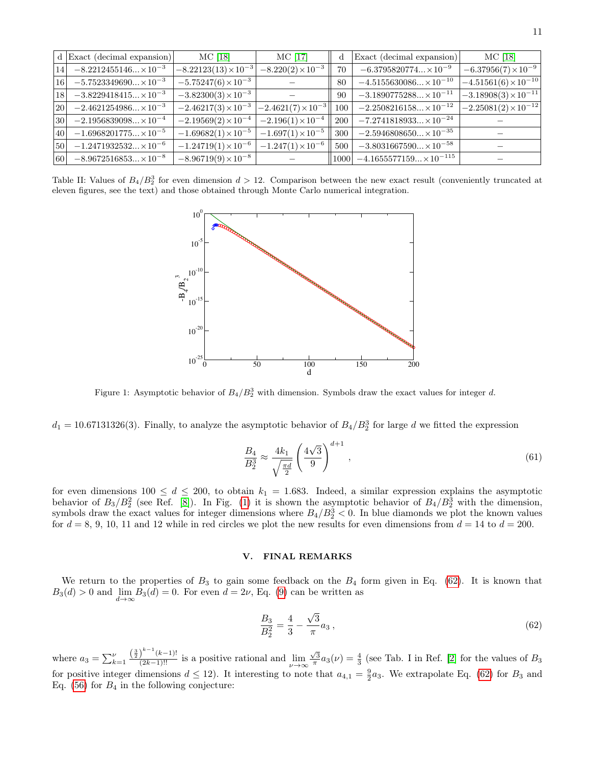| d | Exact (decimal expansion) | MC [18] | MC [17] | d | Exact (decimal expansion) | MC [18] |
|---|---|---|---|---|---|---|
| 14 | $-8.2212455146...\times10^{-3}$ | $-8.22123(13)\times10^{-3}$ | $-8.220(2)\times10^{-3}$ | 70 | $-6.3795820774...\times10^{-9}$ | $-6.37956(7)\times10^{-9}$ |
| 16 | $-5.7523349690...\times10^{-3}$ | $-5.75247(6)\times10^{-3}$ | – | 80 | $-4.5155630086...\times10^{-10}$ | $-4.51561(6)\times10^{-10}$ |
| 18 | $-3.8229418415...\times10^{-3}$ | $-3.82300(3)\times10^{-3}$ | – | 90 | $-3.1890775288...\times10^{-11}$ | $-3.18908(3)\times10^{-11}$ |
| 20 | $-2.4621254986...\times10^{-3}$ | $-2.46217(3)\times10^{-3}$ | $-2.4621(7)\times10^{-3}$ | 100 | $-2.2508216158...\times10^{-12}$ | $-2.25081(2)\times10^{-12}$ |
| 30 | $-2.1956839098...\times10^{-4}$ | $-2.19569(2)\times10^{-4}$ | $-2.196(1)\times10^{-4}$ | 200 | $-7.2741818933...\times10^{-24}$ | – |
| 40 | $-1.6968201775...\times10^{-5}$ | $-1.69682(1)\times10^{-5}$ | $-1.697(1)\times10^{-5}$ | 300 | $-2.5946808650...\times10^{-35}$ | – |
| 50 | $-1.2471932532...\times10^{-6}$ | $-1.24719(1)\times10^{-6}$ | $-1.247(1)\times10^{-6}$ | 500 | $-3.8031667590...\times10^{-58}$ | – |
| 60 | $-8.9672516853...\times10^{-8}$ | $-8.96719(9)\times10^{-8}$ | – | 1000 | $-4.1655577159...\times10^{-115}$ | – |

Table II: Values of $B_4/B_2^3$ for even dimension $d > 12$. Comparison between the new exact result (conveniently truncated at eleven figures, see the text) and those obtained through Monte Carlo numerical integration.

Figure 1: Asymptotic behavior of $B_4/B_2^3$ with dimension. Symbols draw the exact values for integer $d$.

$d_1 = 10.67131326(3)$. Finally, to analyze the asymptotic behavior of $B_4/B_2^3$ for large $d$ we fitted the expression

$$\frac{B_4}{B_2^3} \approx \frac{4k_1}{\sqrt{\frac{\pi d}{2}}}\left(\frac{4\sqrt{3}}{9}\right)^{d+1}, \tag{61}$$

for even dimensions $100 \le d \le 200$, to obtain $k_1 = 1.683$. Indeed, a similar expression explains the asymptotic behavior of $B_3/B_2^2$ (see Ref. [8]). In Fig. (1) it is shown the asymptotic behavior of $B_4/B_2^3$ with the dimension, symbols draw the exact values for integer dimensions where $B_4/B_2^3 < 0$. In blue diamonds we plot the known values for $d = 8$, 9, 10, 11 and 12 while in red circles we plot the new results for even dimensions from $d = 14$ to $d = 200$.

## V. FINAL REMARKS

We return to the properties of $B_3$ to gain some feedback on the $B_4$ form given in Eq. (62). It is known that $B_3(d) > 0$ and $\lim_{d\to\infty} B_3(d) = 0$. For even $d = 2\nu$, Eq. (9) can be written as

$$\frac{B_3}{B_2^2} = \frac{4}{3} - \frac{\sqrt{3}}{\pi} a_3 \,, \tag{62}$$

where $a_3 = \sum_{k=1}^{\nu} \frac{\left(\frac{3}{2}\right)^{k-1}(k-1)!}{(2k-1)!!}$ is a positive rational and $\lim_{\nu\to\infty} \frac{\sqrt{3}}{\pi} a_3(\nu) = \frac{4}{3}$ (see Tab. I in Ref. [2] for the values of $B_3$ for positive integer dimensions $d \le 12$). It interesting to note that $a_{4,1} = \frac{9}{2} a_3$. We extrapolate Eq. (62) for $B_3$ and Eq. (56) for $B_4$ in the following conjecture: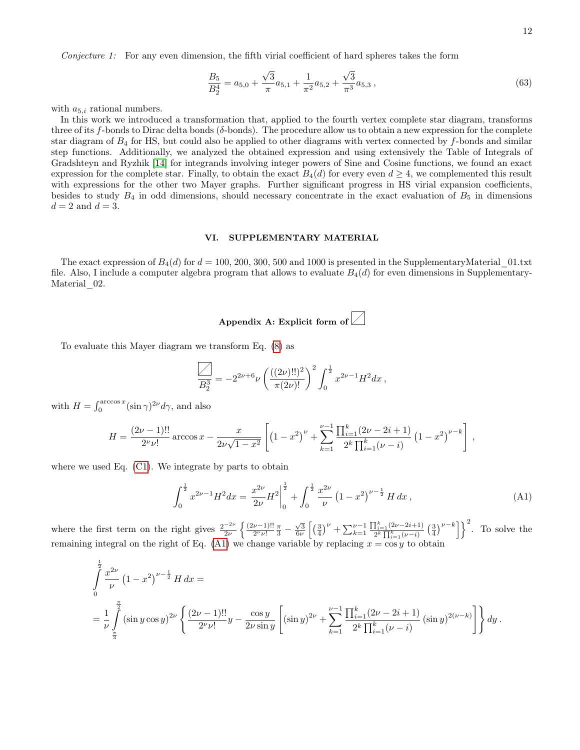*Conjecture 1:* For any even dimension, the fifth virial coefficient of hard spheres takes the form

$$\frac{B_5}{B_2^4} = a_{5,0} + \frac{\sqrt{3}}{\pi} a_{5,1} + \frac{1}{\pi^2} a_{5,2} + \frac{\sqrt{3}}{\pi^3} a_{5,3} \,, \tag{63}$$

with $a_{5,i}$ rational numbers.

In this work we introduced a transformation that, applied to the fourth vertex complete star diagram, transforms three of its $f$-bonds to Dirac delta bonds ($\delta$-bonds). The procedure allow us to obtain a new expression for the complete star diagram of $B_4$ for HS, but could also be applied to other diagrams with vertex connected by $f$-bonds and similar step functions. Additionally, we analyzed the obtained expression and using extensively the Table of Integrals of Gradshteyn and Ryzhik [14] for integrands involving integer powers of Sine and Cosine functions, we found an exact expression for the complete star. Finally, to obtain the exact $B_4(d)$ for every even $d \geq 4$, we complemented this result with expressions for the other two Mayer graphs. Further significant progress in HS virial expansion coefficients, besides to study $B_4$ in odd dimensions, should necessary concentrate in the exact evaluation of $B_5$ in dimensions $d = 2$ and $d = 3$.

## VI. SUPPLEMENTARY MATERIAL

The exact expression of $B_4(d)$ for $d = 100$, 200, 300, 500 and 1000 is presented in the SupplementaryMaterial_01.txt file. Also, I include a computer algebra program that allows to evaluate $B_4(d)$ for even dimensions in Supplementary-Material_02.

### Appendix A: Explicit form of ⧄

To evaluate this Mayer diagram we transform Eq. (8) as

$$\frac{⧄}{B_2^3} = -2^{2\nu+6}\nu\left(\frac{((2\nu)!!)^2}{\pi(2\nu)!}\right)^2 \int_0^{\frac{1}{2}} x^{2\nu-1} H^2 dx \,,$$

with $H = \int_0^{\arccos x} (\sin\gamma)^{2\nu} d\gamma$, and also

$$H = \frac{(2\nu-1)!!}{2^\nu \nu!}\arccos x - \frac{x}{2\nu\sqrt{1-x^2}}\left[\left(1-x^2\right)^\nu + \sum_{k=1}^{\nu-1}\frac{\prod_{i=1}^{k}(2\nu-2i+1)}{2^k\prod_{i=1}^{k}(\nu-i)}\left(1-x^2\right)^{\nu-k}\right],$$

where we used Eq. (C1). We integrate by parts to obtain

$$\int_0^{\frac{1}{2}} x^{2\nu-1} H^2 dx = \left.\frac{x^{2\nu}}{2\nu}H^2\right|_0^{\frac{1}{2}} + \int_0^{\frac{1}{2}} \frac{x^{2\nu}}{\nu}\left(1-x^2\right)^{\nu-\frac{1}{2}} H\, dx \,, \tag{A1}$$

where the first term on the right gives $\frac{2^{-2\nu}}{2\nu}\left\{\frac{(2\nu-1)!!}{2^\nu\nu!}\frac{\pi}{3} - \frac{\sqrt{3}}{6\nu}\left[\left(\frac{3}{4}\right)^\nu + \sum_{k=1}^{\nu-1}\frac{\prod_{i=1}^{k}(2\nu-2i+1)}{2^k\prod_{i=1}^{k}(\nu-i)}\left(\frac{3}{4}\right)^{\nu-k}\right]\right\}^2$. To solve the remaining integral on the right of Eq. (A1) we change variable by replacing $x = \cos y$ to obtain

$$\int_0^{\frac{1}{2}} \frac{x^{2\nu}}{\nu}\left(1-x^2\right)^{\nu-\frac{1}{2}} H\, dx =$$

$$= \frac{1}{\nu}\int_{\frac{\pi}{3}}^{\frac{\pi}{2}} (\sin y\cos y)^{2\nu}\left\{\frac{(2\nu-1)!!}{2^\nu\nu!}y - \frac{\cos y}{2\nu\sin y}\left[(\sin y)^{2\nu} + \sum_{k=1}^{\nu-1}\frac{\prod_{i=1}^{k}(2\nu-2i+1)}{2^k\prod_{i=1}^{k}(\nu-i)}(\sin y)^{2(\nu-k)}\right]\right\}dy \,.$$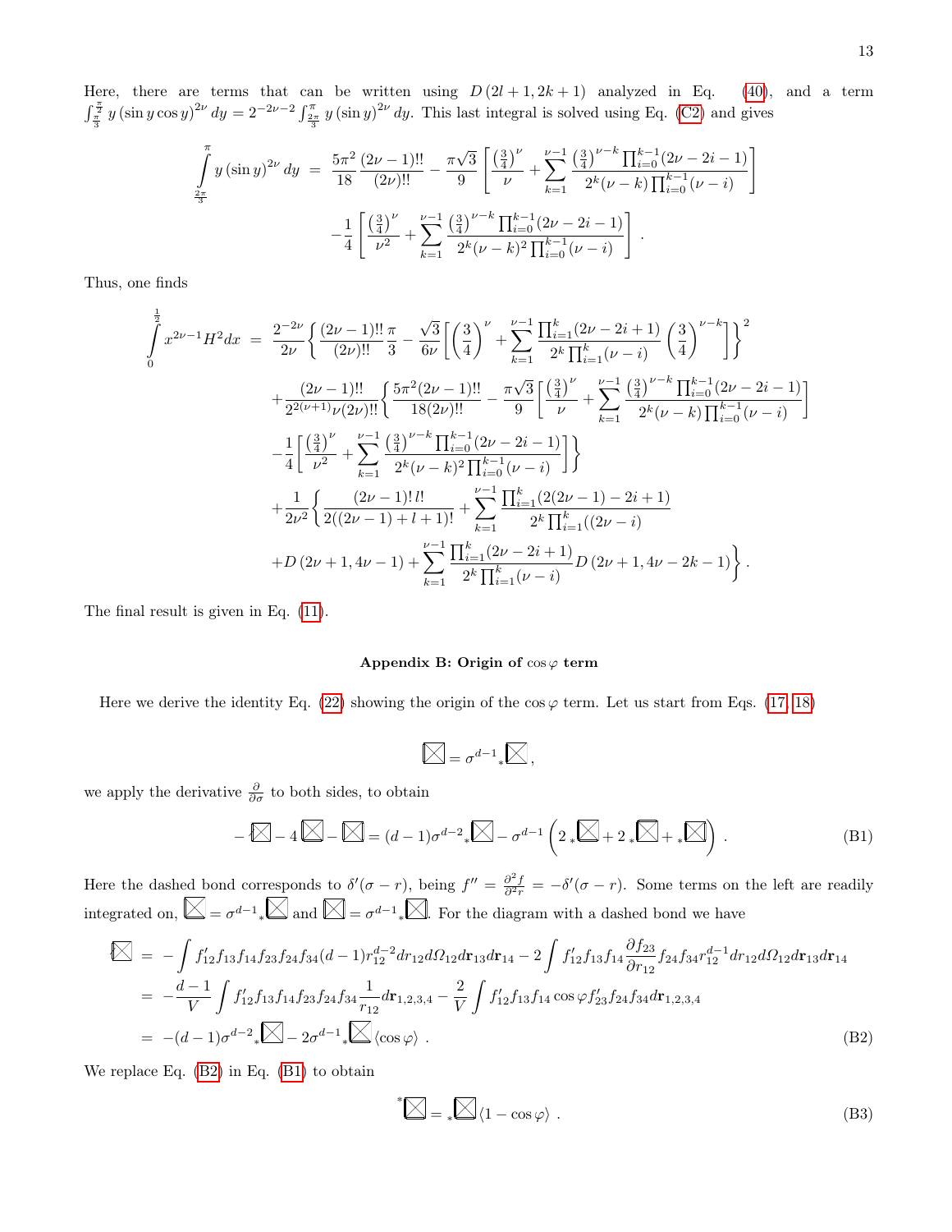Here, there are terms that can be written using $D(2l+1,2k+1)$ analyzed in Eq. (40), and a term $\int_{\frac{\pi}{3}}^{\frac{\pi}{2}} y(\sin y\cos y)^{2\nu}dy = 2^{-2\nu-2}\int_{\frac{2\pi}{3}}^{\pi} y(\sin y)^{2\nu}dy$. This last integral is solved using Eq. (C2) and gives

$$
\begin{aligned}
\int_{\frac{2\pi}{3}}^{\pi} y(\sin y)^{2\nu}dy &= \frac{5\pi^2}{18}\frac{(2\nu-1)!!}{(2\nu)!!} - \frac{\pi\sqrt{3}}{9}\left[\frac{\left(\frac{3}{4}\right)^{\nu}}{\nu} + \sum_{k=1}^{\nu-1}\frac{\left(\frac{3}{4}\right)^{\nu-k}\prod_{i=0}^{k-1}(2\nu-2i-1)}{2^k(\nu-k)\prod_{i=0}^{k-1}(\nu-i)}\right] \\
&\quad -\frac{1}{4}\left[\frac{\left(\frac{3}{4}\right)^{\nu}}{\nu^2} + \sum_{k=1}^{\nu-1}\frac{\left(\frac{3}{4}\right)^{\nu-k}\prod_{i=0}^{k-1}(2\nu-2i-1)}{2^k(\nu-k)^2\prod_{i=0}^{k-1}(\nu-i)}\right].
\end{aligned}
$$

Thus, one finds

$$
\begin{aligned}
\int_0^{\frac{1}{2}} x^{2\nu-1}H^2dx &= \frac{2^{-2\nu}}{2\nu}\left\{\frac{(2\nu-1)!!}{(2\nu)!!}\frac{\pi}{3} - \frac{\sqrt{3}}{6\nu}\left[\left(\frac{3}{4}\right)^{\nu} + \sum_{k=1}^{\nu-1}\frac{\prod_{i=1}^{k}(2\nu-2i+1)}{2^k\prod_{i=1}^{k}(\nu-i)}\left(\frac{3}{4}\right)^{\nu-k}\right]\right\}^2 \\
&\quad +\frac{(2\nu-1)!!}{2^{2(\nu+1)}\nu(2\nu)!!}\left\{\frac{5\pi^2(2\nu-1)!!}{18(2\nu)!!} - \frac{\pi\sqrt{3}}{9}\left[\frac{\left(\frac{3}{4}\right)^{\nu}}{\nu} + \sum_{k=1}^{\nu-1}\frac{\left(\frac{3}{4}\right)^{\nu-k}\prod_{i=0}^{k-1}(2\nu-2i-1)}{2^k(\nu-k)\prod_{i=0}^{k-1}(\nu-i)}\right]\right. \\
&\quad \left.-\frac{1}{4}\left[\frac{\left(\frac{3}{4}\right)^{\nu}}{\nu^2} + \sum_{k=1}^{\nu-1}\frac{\left(\frac{3}{4}\right)^{\nu-k}\prod_{i=0}^{k-1}(2\nu-2i-1)}{2^k(\nu-k)^2\prod_{i=0}^{k-1}(\nu-i)}\right]\right\} \\
&\quad +\frac{1}{2\nu^2}\left\{\frac{(2\nu-1)!\,l!}{2((2\nu-1)+l+1)!} + \sum_{k=1}^{\nu-1}\frac{\prod_{i=1}^{k}(2(2\nu-1)-2i+1)}{2^k\prod_{i=1}^{k}((2\nu-i)}\right. \\
&\quad \left.+D(2\nu+1,4\nu-1) + \sum_{k=1}^{\nu-1}\frac{\prod_{i=1}^{k}(2\nu-2i+1)}{2^k\prod_{i=1}^{k}(\nu-i)}D(2\nu+1,4\nu-2k-1)\right\}.
\end{aligned}
$$

The final result is given in Eq. (11).

## Appendix B: Origin of $\cos\varphi$ term

Here we derive the identity Eq. (22) showing the origin of the $\cos\varphi$ term. Let us start from Eqs. (17, 18)

$$
\boxtimes = \sigma^{d-1}{}_*\boxtimes,
$$

we apply the derivative $\frac{\partial}{\partial\sigma}$ to both sides, to obtain

$$
-\boxtimes - 4\boxtimes - \boxtimes = (d-1)\sigma^{d-2}{}_*\boxtimes - \sigma^{d-1}\left(2{}_*\boxtimes + 2{}_*\boxtimes + {}_*\boxtimes\right). \tag{B1}
$$

Here the dashed bond corresponds to $\delta'(\sigma-r)$, being $f'' = \frac{\partial^2 f}{\partial^2 r} = -\delta'(\sigma-r)$. Some terms on the left are readily integrated on, $\boxtimes = \sigma^{d-1}{}_*\boxtimes$ and $\boxtimes = \sigma^{d-1}{}_*\boxtimes$. For the diagram with a dashed bond we have

$$
\begin{aligned}
\boxtimes &= -\int f'_{12}f_{13}f_{14}f_{23}f_{24}f_{34}(d-1)r_{12}^{d-2}dr_{12}d\Omega_{12}d\mathbf{r}_{13}d\mathbf{r}_{14} - 2\int f'_{12}f_{13}f_{14}\frac{\partial f_{23}}{\partial r_{12}}f_{24}f_{34}r_{12}^{d-1}dr_{12}d\Omega_{12}d\mathbf{r}_{13}d\mathbf{r}_{14} \\
&= -\frac{d-1}{V}\int f'_{12}f_{13}f_{14}f_{23}f_{24}f_{34}\frac{1}{r_{12}}d\mathbf{r}_{1,2,3,4} - \frac{2}{V}\int f'_{12}f_{13}f_{14}\cos\varphi f'_{23}f_{24}f_{34}d\mathbf{r}_{1,2,3,4} \\
&= -(d-1)\sigma^{d-2}{}_*\boxtimes - 2\sigma^{d-1}{}_*\boxtimes\langle\cos\varphi\rangle.
\end{aligned} \tag{B2}
$$

We replace Eq. (B2) in Eq. (B1) to obtain

$$
{}^*\boxtimes = {}_*\boxtimes\langle 1-\cos\varphi\rangle. \tag{B3}
$$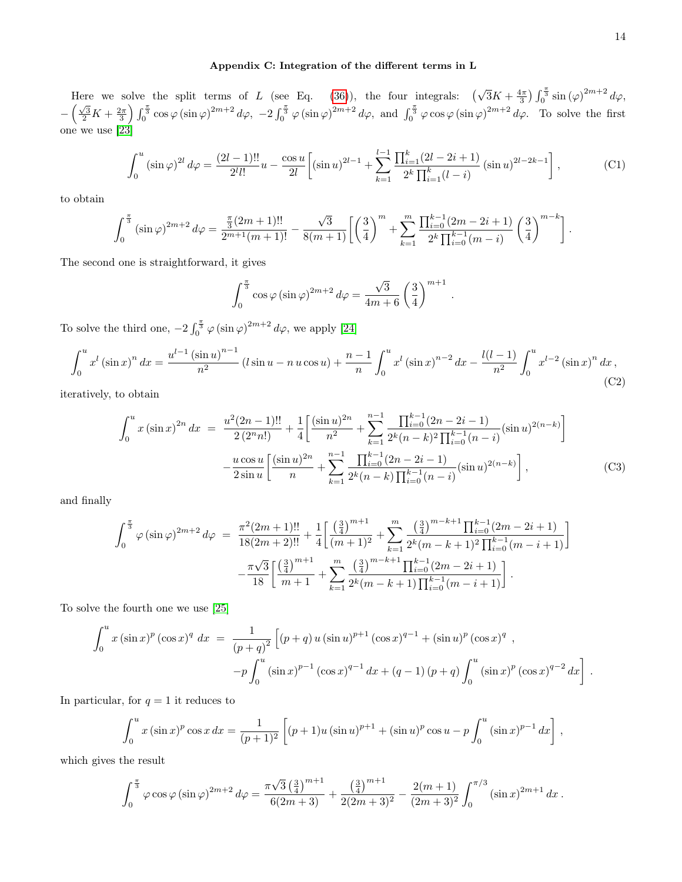## Appendix C: Integration of the different terms in L

Here we solve the split terms of $L$ (see Eq. (36)), the four integrals: $\left(\sqrt{3}K + \frac{4\pi}{3}\right) \int_0^{\frac{\pi}{3}} \sin(\varphi)^{2m+2} d\varphi$, $-\left(\frac{\sqrt{3}}{2}K + \frac{2\pi}{3}\right) \int_0^{\frac{\pi}{3}} \cos\varphi (\sin\varphi)^{2m+2} d\varphi$, $-2\int_0^{\frac{\pi}{3}} \varphi (\sin\varphi)^{2m+2} d\varphi$, and $\int_0^{\frac{\pi}{3}} \varphi \cos\varphi (\sin\varphi)^{2m+2} d\varphi$. To solve the first one we use [23]

$$\int_0^u (\sin\varphi)^{2l} d\varphi = \frac{(2l-1)!!}{2^l l!} u - \frac{\cos u}{2l}\left[(\sin u)^{2l-1} + \sum_{k=1}^{l-1} \frac{\prod_{i=1}^k (2l-2i+1)}{2^k \prod_{i=1}^k (l-i)} (\sin u)^{2l-2k-1}\right], \tag{C1}$$

to obtain

$$\int_0^{\frac{\pi}{3}} (\sin\varphi)^{2m+2} d\varphi = \frac{\frac{\pi}{3}(2m+1)!!}{2^{m+1}(m+1)!} - \frac{\sqrt{3}}{8(m+1)}\left[\left(\frac{3}{4}\right)^m + \sum_{k=1}^{m} \frac{\prod_{i=0}^{k-1}(2m-2i+1)}{2^k \prod_{i=0}^{k-1}(m-i)} \left(\frac{3}{4}\right)^{m-k}\right].$$

The second one is straightforward, it gives

$$\int_0^{\frac{\pi}{3}} \cos\varphi (\sin\varphi)^{2m+2} d\varphi = \frac{\sqrt{3}}{4m+6}\left(\frac{3}{4}\right)^{m+1}.$$

To solve the third one, $-2\int_0^{\frac{\pi}{3}} \varphi (\sin\varphi)^{2m+2} d\varphi$, we apply [24]

$$\int_0^u x^l (\sin x)^n dx = \frac{u^{l-1}(\sin u)^{n-1}}{n^2}(l \sin u - n\, u \cos u) + \frac{n-1}{n}\int_0^u x^l (\sin x)^{n-2} dx - \frac{l(l-1)}{n^2}\int_0^u x^{l-2}(\sin x)^n dx, \tag{C2}$$

iteratively, to obtain

$$\begin{aligned} \int_0^u x (\sin x)^{2n} dx &= \frac{u^2(2n-1)!!}{2(2^n n!)} + \frac{1}{4}\left[\frac{(\sin u)^{2n}}{n^2} + \sum_{k=1}^{n-1} \frac{\prod_{i=0}^{k-1}(2n-2i-1)}{2^k (n-k)^2 \prod_{i=0}^{k-1}(n-i)} (\sin u)^{2(n-k)}\right] \\ &\quad - \frac{u \cos u}{2 \sin u}\left[\frac{(\sin u)^{2n}}{n} + \sum_{k=1}^{n-1} \frac{\prod_{i=0}^{k-1}(2n-2i-1)}{2^k (n-k) \prod_{i=0}^{k-1}(n-i)} (\sin u)^{2(n-k)}\right], \end{aligned} \tag{C3}$$

and finally

$$\begin{aligned} \int_0^{\frac{\pi}{3}} \varphi (\sin\varphi)^{2m+2} d\varphi &= \frac{\pi^2 (2m+1)!!}{18(2m+2)!!} + \frac{1}{4}\left[\frac{\left(\frac{3}{4}\right)^{m+1}}{(m+1)^2} + \sum_{k=1}^{m} \frac{\left(\frac{3}{4}\right)^{m-k+1} \prod_{i=0}^{k-1}(2m-2i+1)}{2^k (m-k+1)^2 \prod_{i=0}^{k-1}(m-i+1)}\right] \\ &\quad - \frac{\pi\sqrt{3}}{18}\left[\frac{\left(\frac{3}{4}\right)^{m+1}}{m+1} + \sum_{k=1}^{m} \frac{\left(\frac{3}{4}\right)^{m-k+1} \prod_{i=0}^{k-1}(2m-2i+1)}{2^k (m-k+1) \prod_{i=0}^{k-1}(m-i+1)}\right]. \end{aligned}$$

To solve the fourth one we use [25]

$$\begin{aligned} \int_0^u x (\sin x)^p (\cos x)^q \, dx &= \frac{1}{(p+q)^2}\Big[(p+q)\, u (\sin u)^{p+1} (\cos x)^{q-1} + (\sin u)^p (\cos x)^q, \\ &\quad - p\int_0^u (\sin x)^{p-1} (\cos x)^{q-1} dx + (q-1)(p+q)\int_0^u (\sin x)^p (\cos x)^{q-2} dx\Big]. \end{aligned}$$

In particular, for $q = 1$ it reduces to

$$\int_0^u x (\sin x)^p \cos x \, dx = \frac{1}{(p+1)^2}\left[(p+1) u (\sin u)^{p+1} + (\sin u)^p \cos u - p\int_0^u (\sin x)^{p-1} dx\right],$$

which gives the result

$$\int_0^{\frac{\pi}{3}} \varphi \cos\varphi (\sin\varphi)^{2m+2} d\varphi = \frac{\pi\sqrt{3}\left(\frac{3}{4}\right)^{m+1}}{6(2m+3)} + \frac{\left(\frac{3}{4}\right)^{m+1}}{2(2m+3)^2} - \frac{2(m+1)}{(2m+3)^2}\int_0^{\pi/3} (\sin x)^{2m+1} dx.$$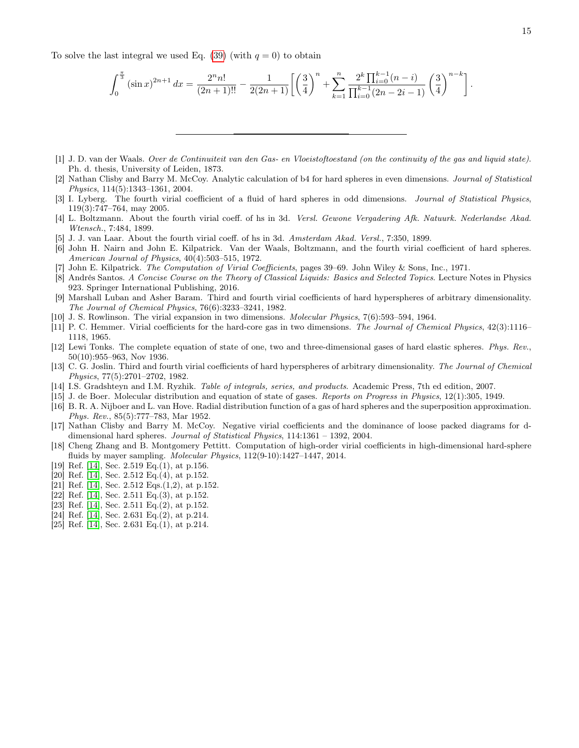To solve the last integral we used Eq. (39) (with $q = 0$) to obtain

$$\int_0^{\frac{\pi}{3}} (\sin x)^{2n+1}\, dx = \frac{2^n n!}{(2n+1)!!} - \frac{1}{2(2n+1)}\left[\left(\frac{3}{4}\right)^n + \sum_{k=1}^{n} \frac{2^k \prod_{i=0}^{k-1}(n-i)}{\prod_{i=0}^{k-1}(2n-2i-1)}\left(\frac{3}{4}\right)^{n-k}\right].$$

---

[1] J. D. van der Waals. *Over de Continuiteit van den Gas- en Vloeistoftoestand (on the continuity of the gas and liquid state)*. Ph. d. thesis, University of Leiden, 1873.

[2] Nathan Clisby and Barry M. McCoy. Analytic calculation of b4 for hard spheres in even dimensions. *Journal of Statistical Physics*, 114(5):1343–1361, 2004.

[3] I. Lyberg. The fourth virial coefficient of a fluid of hard spheres in odd dimensions. *Journal of Statistical Physics*, 119(3):747–764, may 2005.

[4] L. Boltzmann. About the fourth virial coeff. of hs in 3d. *Versl. Gewone Vergadering Afk. Natuurk. Nederlandse Akad. Wtensch.*, 7:484, 1899.

[5] J. J. van Laar. About the fourth virial coeff. of hs in 3d. *Amsterdam Akad. Versl.*, 7:350, 1899.

[6] John H. Nairn and John E. Kilpatrick. Van der Waals, Boltzmann, and the fourth virial coefficient of hard spheres. *American Journal of Physics*, 40(4):503–515, 1972.

[7] John E. Kilpatrick. *The Computation of Virial Coefficients*, pages 39–69. John Wiley & Sons, Inc., 1971.

[8] Andrés Santos. *A Concise Course on the Theory of Classical Liquids: Basics and Selected Topics*. Lecture Notes in Physics 923. Springer International Publishing, 2016.

[9] Marshall Luban and Asher Baram. Third and fourth virial coefficients of hard hyperspheres of arbitrary dimensionality. *The Journal of Chemical Physics*, 76(6):3233–3241, 1982.

[10] J. S. Rowlinson. The virial expansion in two dimensions. *Molecular Physics*, 7(6):593–594, 1964.

[11] P. C. Hemmer. Virial coefficients for the hard-core gas in two dimensions. *The Journal of Chemical Physics*, 42(3):1116–1118, 1965.

[12] Lewi Tonks. The complete equation of state of one, two and three-dimensional gases of hard elastic spheres. *Phys. Rev.*, 50(10):955–963, Nov 1936.

[13] C. G. Joslin. Third and fourth virial coefficients of hard hyperspheres of arbitrary dimensionality. *The Journal of Chemical Physics*, 77(5):2701–2702, 1982.

[14] I.S. Gradshteyn and I.M. Ryzhik. *Table of integrals, series, and products*. Academic Press, 7th ed edition, 2007.

[15] J. de Boer. Molecular distribution and equation of state of gases. *Reports on Progress in Physics*, 12(1):305, 1949.

[16] B. R. A. Nijboer and L. van Hove. Radial distribution function of a gas of hard spheres and the superposition approximation. *Phys. Rev.*, 85(5):777–783, Mar 1952.

[17] Nathan Clisby and Barry M. McCoy. Negative virial coefficients and the dominance of loose packed diagrams for d-dimensional hard spheres. *Journal of Statistical Physics*, 114:1361 – 1392, 2004.

[18] Cheng Zhang and B. Montgomery Pettitt. Computation of high-order virial coefficients in high-dimensional hard-sphere fluids by mayer sampling. *Molecular Physics*, 112(9-10):1427–1447, 2014.

[19] Ref. [14], Sec. 2.519 Eq.(1), at p.156.

[20] Ref. [14], Sec. 2.512 Eq.(4), at p.152.

[21] Ref. [14], Sec. 2.512 Eqs.(1,2), at p.152.

[22] Ref. [14], Sec. 2.511 Eq.(3), at p.152.

[23] Ref. [14], Sec. 2.511 Eq.(2), at p.152.

[24] Ref. [14], Sec. 2.631 Eq.(2), at p.214.

[25] Ref. [14], Sec. 2.631 Eq.(1), at p.214.